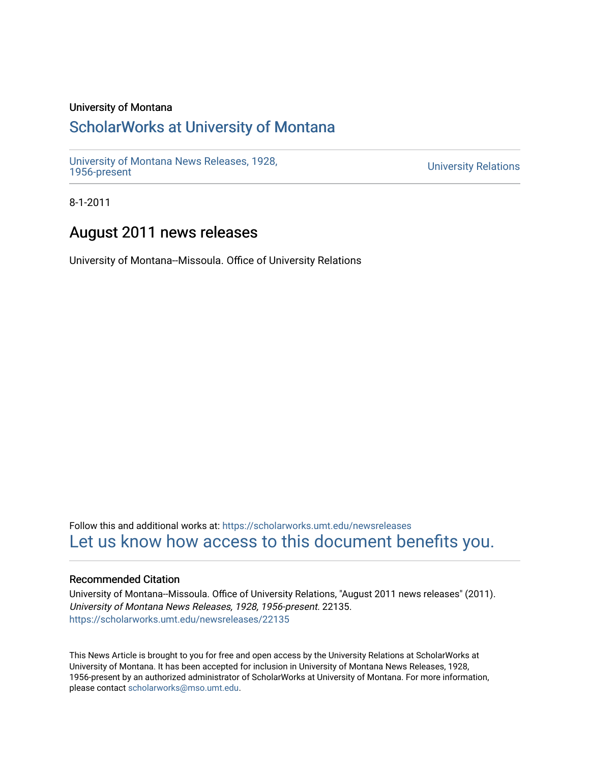University of Montana

## ScholarWorks at University of Montana

University of Montana News Releases, 1928, 1956-present

University Relations

8-1-2011

# August 2011 news releases

University of Montana--Missoula. Office of University Relations

Follow this and additional works at: https://scholarworks.umt.edu/newsreleases

Let us know how access to this document benefits you.

### Recommended Citation

University of Montana--Missoula. Office of University Relations, "August 2011 news releases" (2011). *University of Montana News Releases, 1928, 1956-present*. 22135.
https://scholarworks.umt.edu/newsreleases/22135

This News Article is brought to you for free and open access by the University Relations at ScholarWorks at University of Montana. It has been accepted for inclusion in University of Montana News Releases, 1928, 1956-present by an authorized administrator of ScholarWorks at University of Montana. For more information, please contact scholarworks@mso.umt.edu.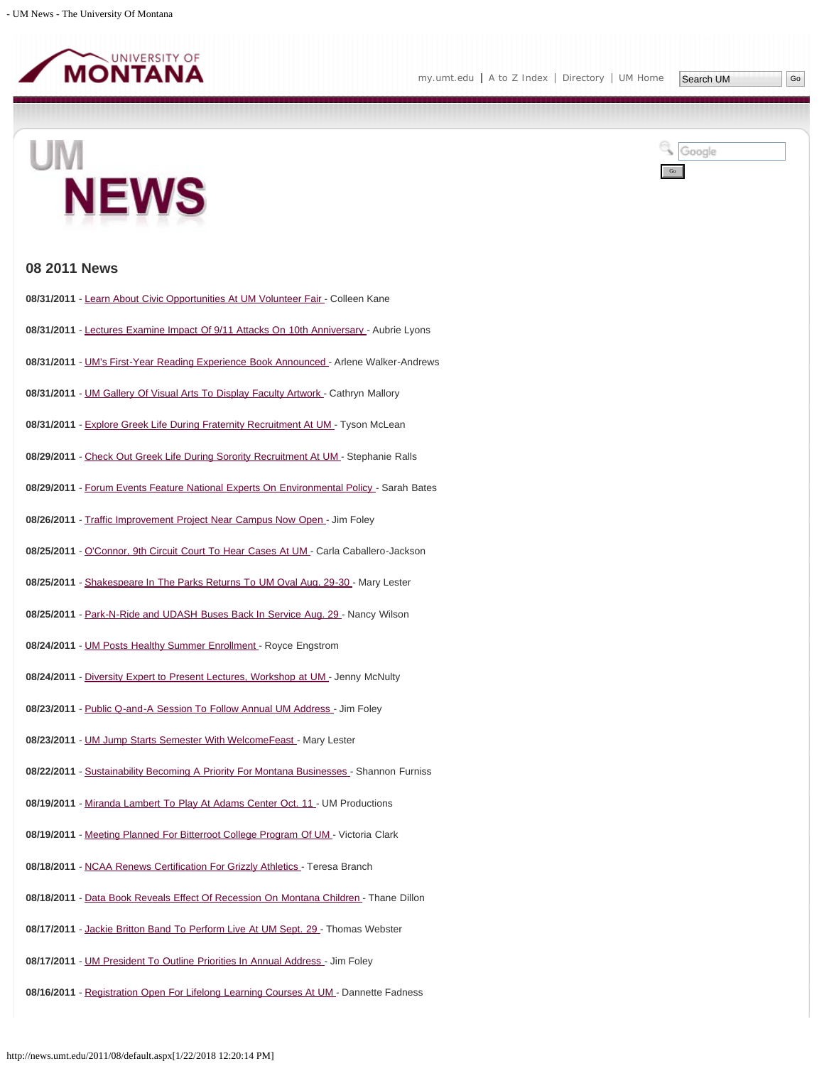## 08 2011 News

**08/31/2011** - Learn About Civic Opportunities At UM Volunteer Fair - Colleen Kane

**08/31/2011** - Lectures Examine Impact Of 9/11 Attacks On 10th Anniversary - Aubrie Lyons

**08/31/2011** - UM's First-Year Reading Experience Book Announced - Arlene Walker-Andrews

**08/31/2011** - UM Gallery Of Visual Arts To Display Faculty Artwork - Cathryn Mallory

**08/31/2011** - Explore Greek Life During Fraternity Recruitment At UM - Tyson McLean

**08/29/2011** - Check Out Greek Life During Sorority Recruitment At UM - Stephanie Ralls

**08/29/2011** - Forum Events Feature National Experts On Environmental Policy - Sarah Bates

**08/26/2011** - Traffic Improvement Project Near Campus Now Open - Jim Foley

**08/25/2011** - O'Connor, 9th Circuit Court To Hear Cases At UM - Carla Caballero-Jackson

**08/25/2011** - Shakespeare In The Parks Returns To UM Oval Aug. 29-30 - Mary Lester

**08/25/2011** - Park-N-Ride and UDASH Buses Back In Service Aug. 29 - Nancy Wilson

**08/24/2011** - UM Posts Healthy Summer Enrollment - Royce Engstrom

**08/24/2011** - Diversity Expert to Present Lectures, Workshop at UM - Jenny McNulty

**08/23/2011** - Public Q-and-A Session To Follow Annual UM Address - Jim Foley

**08/23/2011** - UM Jump Starts Semester With WelcomeFeast - Mary Lester

**08/22/2011** - Sustainability Becoming A Priority For Montana Businesses - Shannon Furniss

**08/19/2011** - Miranda Lambert To Play At Adams Center Oct. 11 - UM Productions

**08/19/2011** - Meeting Planned For Bitterroot College Program Of UM - Victoria Clark

**08/18/2011** - NCAA Renews Certification For Grizzly Athletics - Teresa Branch

**08/18/2011** - Data Book Reveals Effect Of Recession On Montana Children - Thane Dillon

**08/17/2011** - Jackie Britton Band To Perform Live At UM Sept. 29 - Thomas Webster

**08/17/2011** - UM President To Outline Priorities In Annual Address - Jim Foley

**08/16/2011** - Registration Open For Lifelong Learning Courses At UM - Dannette Fadness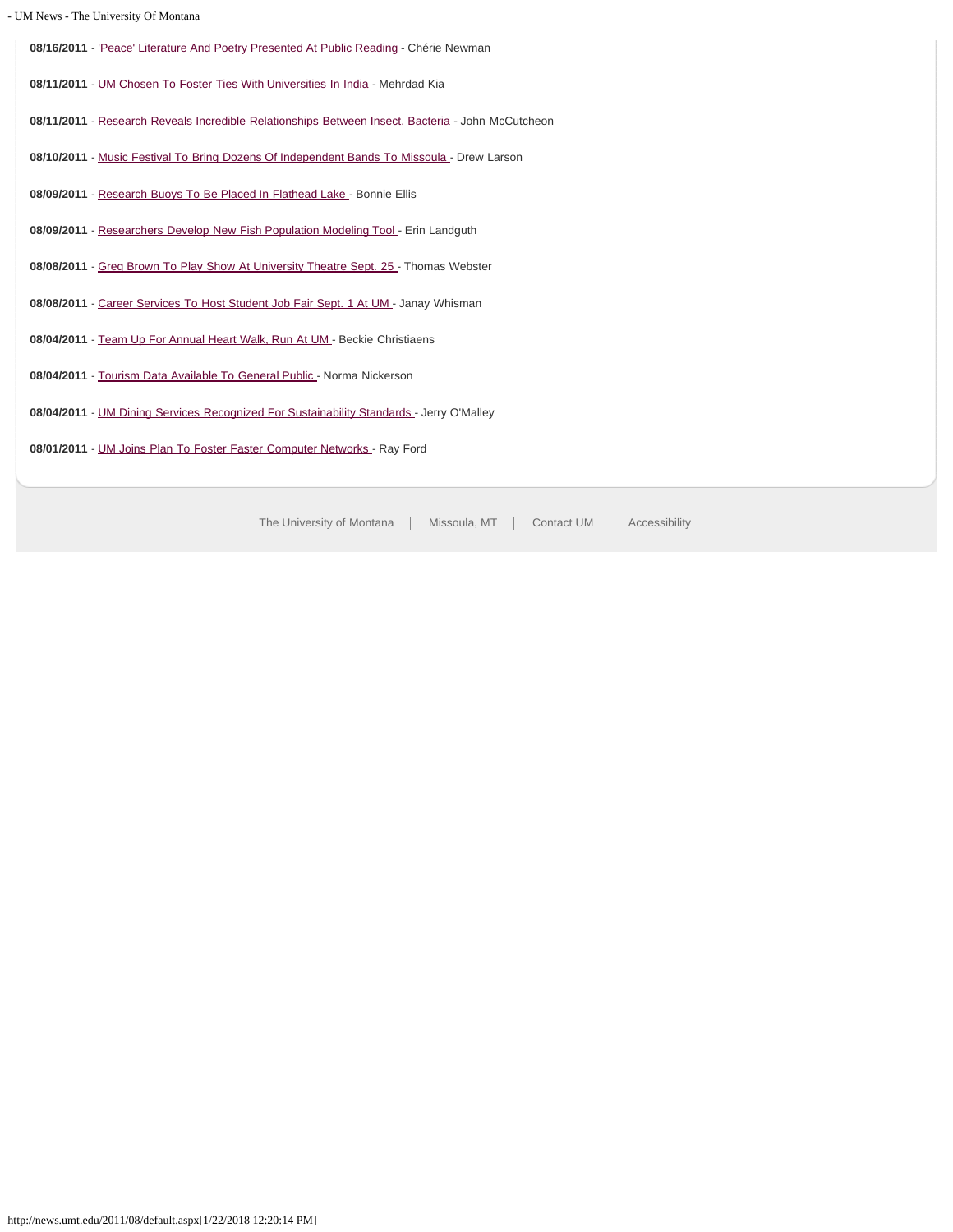**08/16/2011** - 'Peace' Literature And Poetry Presented At Public Reading - Chérie Newman

**08/11/2011** - UM Chosen To Foster Ties With Universities In India - Mehrdad Kia

**08/11/2011** - Research Reveals Incredible Relationships Between Insect, Bacteria - John McCutcheon

**08/10/2011** - Music Festival To Bring Dozens Of Independent Bands To Missoula - Drew Larson

**08/09/2011** - Research Buoys To Be Placed In Flathead Lake - Bonnie Ellis

**08/09/2011** - Researchers Develop New Fish Population Modeling Tool - Erin Landguth

**08/08/2011** - Greg Brown To Play Show At University Theatre Sept. 25 - Thomas Webster

**08/08/2011** - Career Services To Host Student Job Fair Sept. 1 At UM - Janay Whisman

**08/04/2011** - Team Up For Annual Heart Walk, Run At UM - Beckie Christiaens

**08/04/2011** - Tourism Data Available To General Public - Norma Nickerson

**08/04/2011** - UM Dining Services Recognized For Sustainability Standards - Jerry O'Malley

**08/01/2011** - UM Joins Plan To Foster Faster Computer Networks - Ray Ford

The University of Montana | Missoula, MT | Contact UM | Accessibility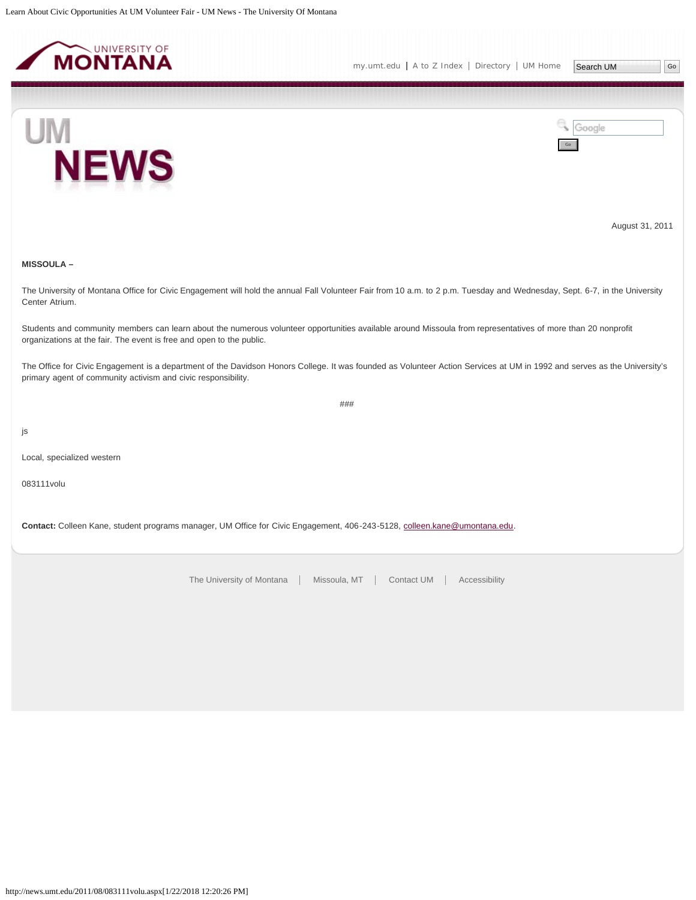August 31, 2011

**MISSOULA –**

The University of Montana Office for Civic Engagement will hold the annual Fall Volunteer Fair from 10 a.m. to 2 p.m. Tuesday and Wednesday, Sept. 6-7, in the University Center Atrium.

Students and community members can learn about the numerous volunteer opportunities available around Missoula from representatives of more than 20 nonprofit organizations at the fair. The event is free and open to the public.

The Office for Civic Engagement is a department of the Davidson Honors College. It was founded as Volunteer Action Services at UM in 1992 and serves as the University's primary agent of community activism and civic responsibility.

###

js

Local, specialized western

083111volu

**Contact:** Colleen Kane, student programs manager, UM Office for Civic Engagement, 406-243-5128, colleen.kane@umontana.edu.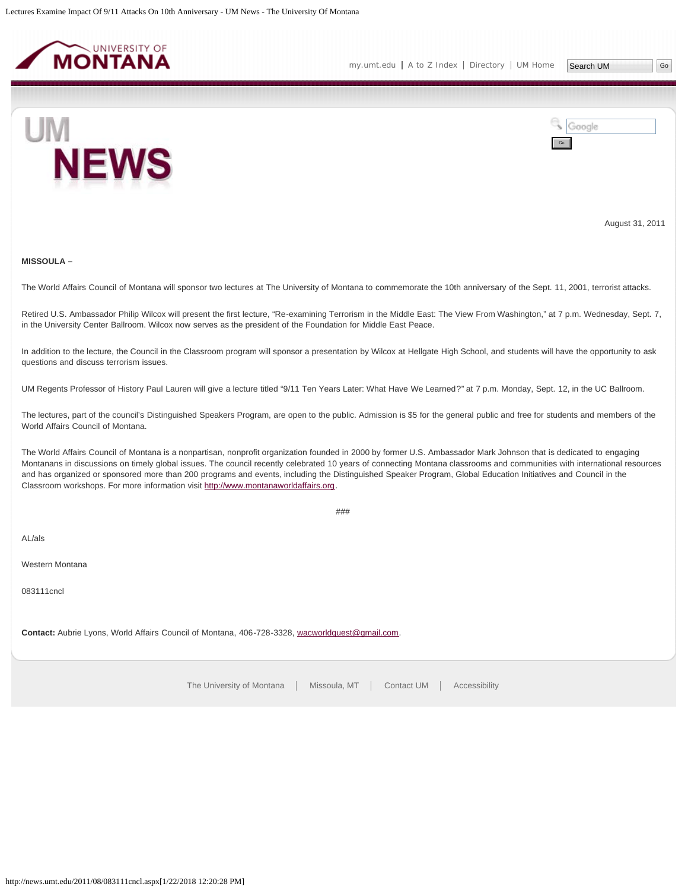August 31, 2011

**MISSOULA –**

The World Affairs Council of Montana will sponsor two lectures at The University of Montana to commemorate the 10th anniversary of the Sept. 11, 2001, terrorist attacks.

Retired U.S. Ambassador Philip Wilcox will present the first lecture, “Re-examining Terrorism in the Middle East: The View From Washington,” at 7 p.m. Wednesday, Sept. 7, in the University Center Ballroom. Wilcox now serves as the president of the Foundation for Middle East Peace.

In addition to the lecture, the Council in the Classroom program will sponsor a presentation by Wilcox at Hellgate High School, and students will have the opportunity to ask questions and discuss terrorism issues.

UM Regents Professor of History Paul Lauren will give a lecture titled “9/11 Ten Years Later: What Have We Learned?” at 7 p.m. Monday, Sept. 12, in the UC Ballroom.

The lectures, part of the council’s Distinguished Speakers Program, are open to the public. Admission is $5 for the general public and free for students and members of the World Affairs Council of Montana.

The World Affairs Council of Montana is a nonpartisan, nonprofit organization founded in 2000 by former U.S. Ambassador Mark Johnson that is dedicated to engaging Montanans in discussions on timely global issues. The council recently celebrated 10 years of connecting Montana classrooms and communities with international resources and has organized or sponsored more than 200 programs and events, including the Distinguished Speaker Program, Global Education Initiatives and Council in the Classroom workshops. For more information visit http://www.montanaworldaffairs.org.

###

AL/als

Western Montana

083111cncl

**Contact:** Aubrie Lyons, World Affairs Council of Montana, 406-728-3328, wacworldquest@gmail.com.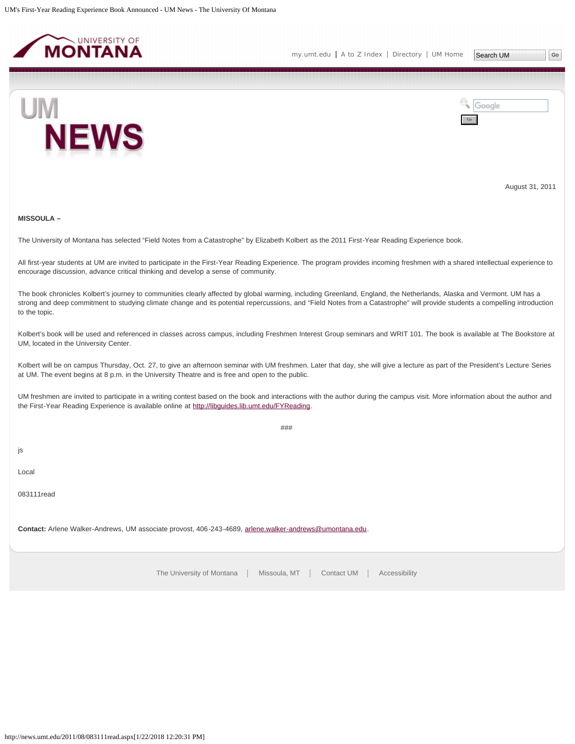August 31, 2011

**MISSOULA –**

The University of Montana has selected “Field Notes from a Catastrophe” by Elizabeth Kolbert as the 2011 First-Year Reading Experience book.

All first-year students at UM are invited to participate in the First-Year Reading Experience. The program provides incoming freshmen with a shared intellectual experience to encourage discussion, advance critical thinking and develop a sense of community.

The book chronicles Kolbert’s journey to communities clearly affected by global warming, including Greenland, England, the Netherlands, Alaska and Vermont. UM has a strong and deep commitment to studying climate change and its potential repercussions, and “Field Notes from a Catastrophe” will provide students a compelling introduction to the topic.

Kolbert’s book will be used and referenced in classes across campus, including Freshmen Interest Group seminars and WRIT 101. The book is available at The Bookstore at UM, located in the University Center.

Kolbert will be on campus Thursday, Oct. 27, to give an afternoon seminar with UM freshmen. Later that day, she will give a lecture as part of the President’s Lecture Series at UM. The event begins at 8 p.m. in the University Theatre and is free and open to the public.

UM freshmen are invited to participate in a writing contest based on the book and interactions with the author during the campus visit. More information about the author and the First-Year Reading Experience is available online at http://libguides.lib.umt.edu/FYReading.

###

js

Local

083111read

**Contact:** Arlene Walker-Andrews, UM associate provost, 406-243-4689, arlene.walker-andrews@umontana.edu.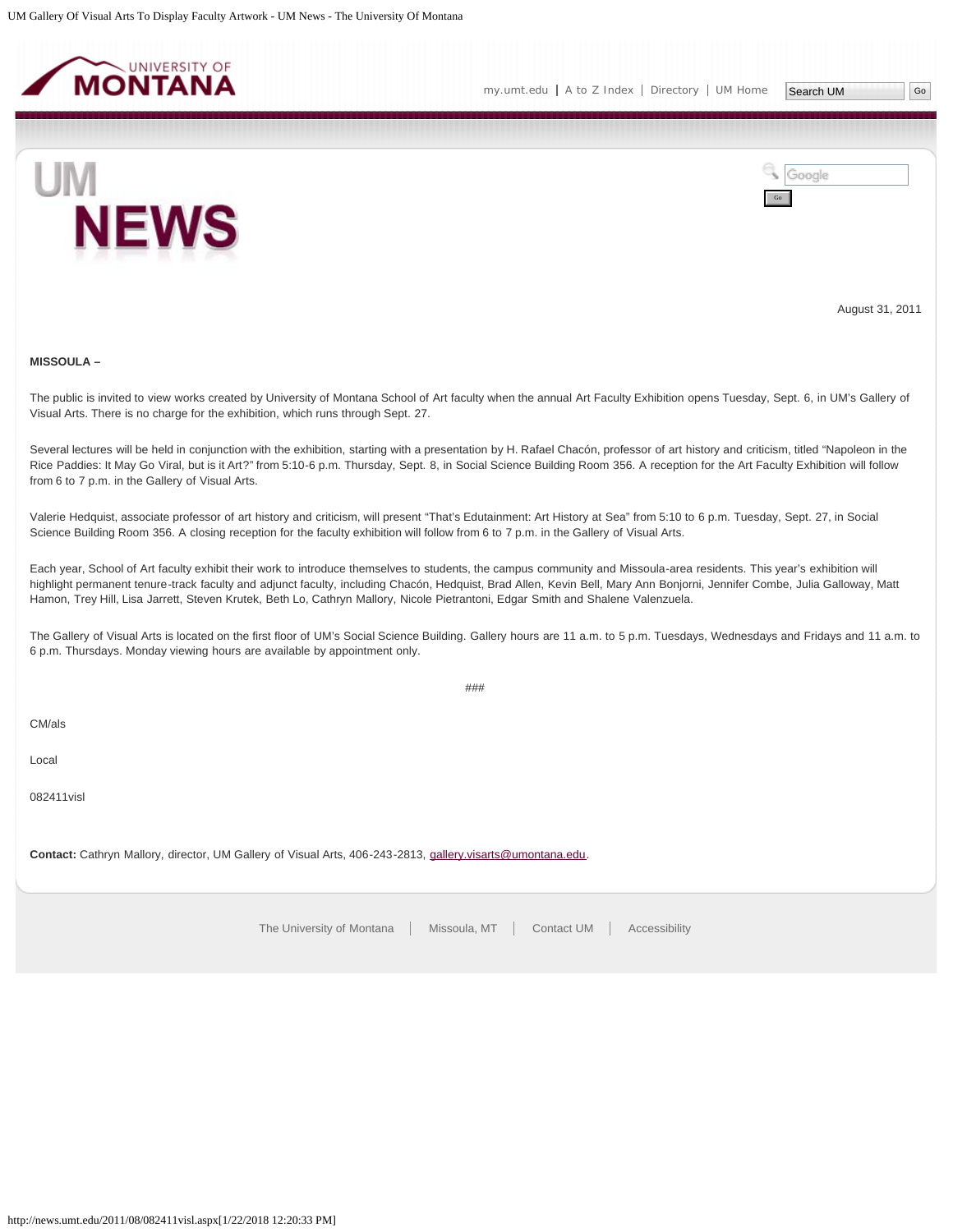August 31, 2011

**MISSOULA –**

The public is invited to view works created by University of Montana School of Art faculty when the annual Art Faculty Exhibition opens Tuesday, Sept. 6, in UM's Gallery of Visual Arts. There is no charge for the exhibition, which runs through Sept. 27.

Several lectures will be held in conjunction with the exhibition, starting with a presentation by H. Rafael Chacón, professor of art history and criticism, titled "Napoleon in the Rice Paddies: It May Go Viral, but is it Art?" from 5:10-6 p.m. Thursday, Sept. 8, in Social Science Building Room 356. A reception for the Art Faculty Exhibition will follow from 6 to 7 p.m. in the Gallery of Visual Arts.

Valerie Hedquist, associate professor of art history and criticism, will present "That's Edutainment: Art History at Sea" from 5:10 to 6 p.m. Tuesday, Sept. 27, in Social Science Building Room 356. A closing reception for the faculty exhibition will follow from 6 to 7 p.m. in the Gallery of Visual Arts.

Each year, School of Art faculty exhibit their work to introduce themselves to students, the campus community and Missoula-area residents. This year's exhibition will highlight permanent tenure-track faculty and adjunct faculty, including Chacón, Hedquist, Brad Allen, Kevin Bell, Mary Ann Bonjorni, Jennifer Combe, Julia Galloway, Matt Hamon, Trey Hill, Lisa Jarrett, Steven Krutek, Beth Lo, Cathryn Mallory, Nicole Pietrantoni, Edgar Smith and Shalene Valenzuela.

The Gallery of Visual Arts is located on the first floor of UM's Social Science Building. Gallery hours are 11 a.m. to 5 p.m. Tuesdays, Wednesdays and Fridays and 11 a.m. to 6 p.m. Thursdays. Monday viewing hours are available by appointment only.

###

CM/als

Local

082411visl

**Contact:** Cathryn Mallory, director, UM Gallery of Visual Arts, 406-243-2813, gallery.visarts@umontana.edu.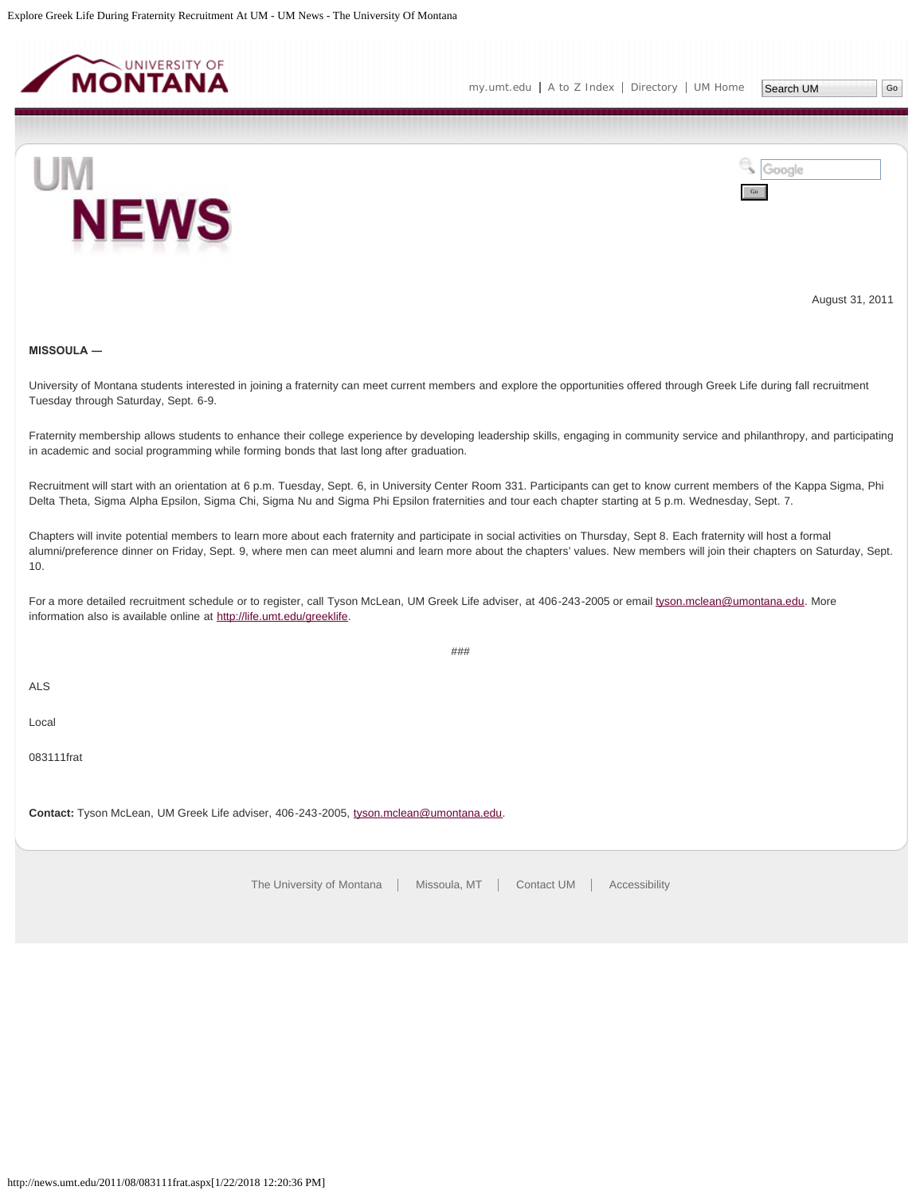August 31, 2011

**MISSOULA —**

University of Montana students interested in joining a fraternity can meet current members and explore the opportunities offered through Greek Life during fall recruitment Tuesday through Saturday, Sept. 6-9.

Fraternity membership allows students to enhance their college experience by developing leadership skills, engaging in community service and philanthropy, and participating in academic and social programming while forming bonds that last long after graduation.

Recruitment will start with an orientation at 6 p.m. Tuesday, Sept. 6, in University Center Room 331. Participants can get to know current members of the Kappa Sigma, Phi Delta Theta, Sigma Alpha Epsilon, Sigma Chi, Sigma Nu and Sigma Phi Epsilon fraternities and tour each chapter starting at 5 p.m. Wednesday, Sept. 7.

Chapters will invite potential members to learn more about each fraternity and participate in social activities on Thursday, Sept 8. Each fraternity will host a formal alumni/preference dinner on Friday, Sept. 9, where men can meet alumni and learn more about the chapters' values. New members will join their chapters on Saturday, Sept. 10.

For a more detailed recruitment schedule or to register, call Tyson McLean, UM Greek Life adviser, at 406-243-2005 or email tyson.mclean@umontana.edu. More information also is available online at http://life.umt.edu/greeklife.

###

ALS

Local

083111frat

**Contact:** Tyson McLean, UM Greek Life adviser, 406-243-2005, tyson.mclean@umontana.edu.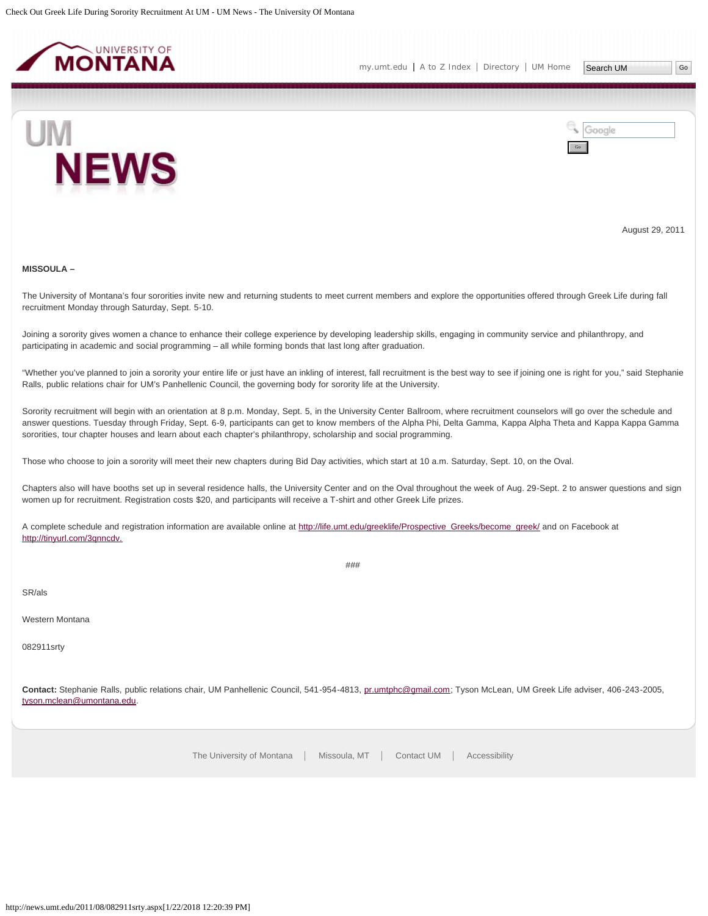August 29, 2011

**MISSOULA –**

The University of Montana's four sororities invite new and returning students to meet current members and explore the opportunities offered through Greek Life during fall recruitment Monday through Saturday, Sept. 5-10.

Joining a sorority gives women a chance to enhance their college experience by developing leadership skills, engaging in community service and philanthropy, and participating in academic and social programming – all while forming bonds that last long after graduation.

"Whether you've planned to join a sorority your entire life or just have an inkling of interest, fall recruitment is the best way to see if joining one is right for you," said Stephanie Ralls, public relations chair for UM's Panhellenic Council, the governing body for sorority life at the University.

Sorority recruitment will begin with an orientation at 8 p.m. Monday, Sept. 5, in the University Center Ballroom, where recruitment counselors will go over the schedule and answer questions. Tuesday through Friday, Sept. 6-9, participants can get to know members of the Alpha Phi, Delta Gamma, Kappa Alpha Theta and Kappa Kappa Gamma sororities, tour chapter houses and learn about each chapter's philanthropy, scholarship and social programming.

Those who choose to join a sorority will meet their new chapters during Bid Day activities, which start at 10 a.m. Saturday, Sept. 10, on the Oval.

Chapters also will have booths set up in several residence halls, the University Center and on the Oval throughout the week of Aug. 29-Sept. 2 to answer questions and sign women up for recruitment. Registration costs $20, and participants will receive a T-shirt and other Greek Life prizes.

A complete schedule and registration information are available online at http://life.umt.edu/greeklife/Prospective_Greeks/become_greek/ and on Facebook at http://tinyurl.com/3qnncdv.

###

SR/als

Western Montana

082911srty

**Contact:** Stephanie Ralls, public relations chair, UM Panhellenic Council, 541-954-4813, pr.umtphc@gmail.com; Tyson McLean, UM Greek Life adviser, 406-243-2005, tyson.mclean@umontana.edu.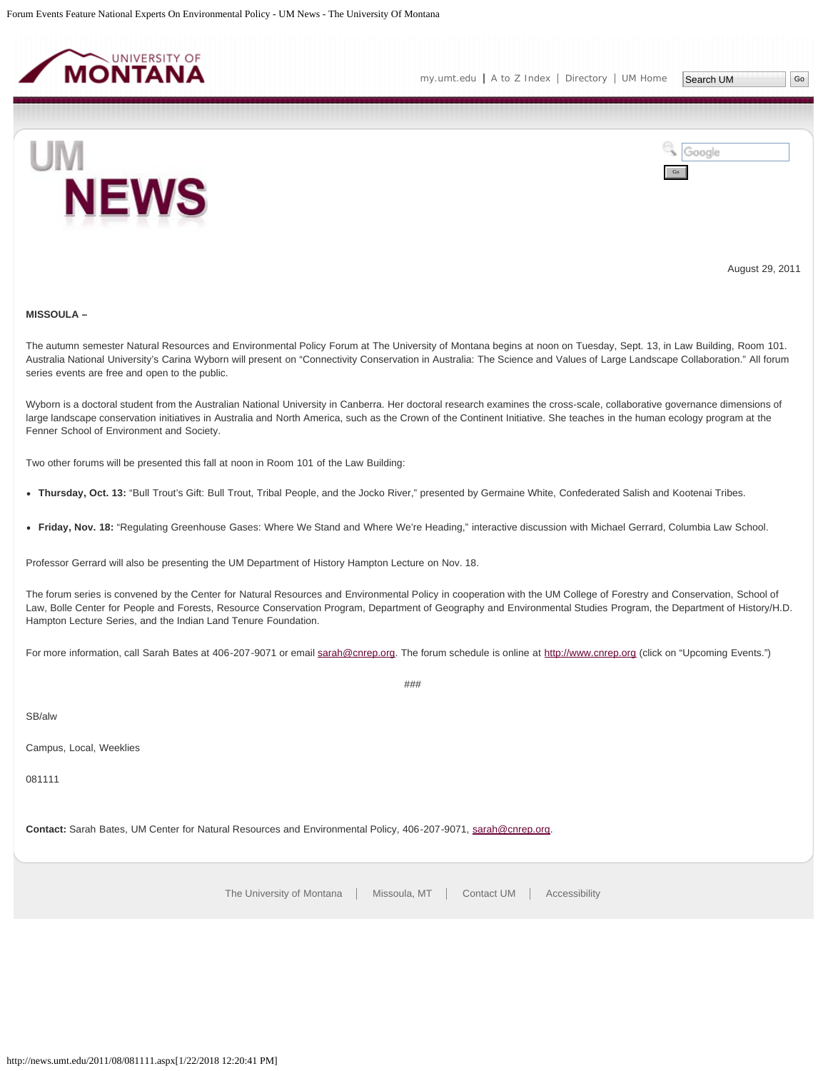August 29, 2011

**MISSOULA –**

The autumn semester Natural Resources and Environmental Policy Forum at The University of Montana begins at noon on Tuesday, Sept. 13, in Law Building, Room 101. Australia National University's Carina Wyborn will present on "Connectivity Conservation in Australia: The Science and Values of Large Landscape Collaboration." All forum series events are free and open to the public.

Wyborn is a doctoral student from the Australian National University in Canberra. Her doctoral research examines the cross-scale, collaborative governance dimensions of large landscape conservation initiatives in Australia and North America, such as the Crown of the Continent Initiative. She teaches in the human ecology program at the Fenner School of Environment and Society.

Two other forums will be presented this fall at noon in Room 101 of the Law Building:

- **Thursday, Oct. 13:** "Bull Trout's Gift: Bull Trout, Tribal People, and the Jocko River," presented by Germaine White, Confederated Salish and Kootenai Tribes.
- **Friday, Nov. 18:** "Regulating Greenhouse Gases: Where We Stand and Where We're Heading," interactive discussion with Michael Gerrard, Columbia Law School.

Professor Gerrard will also be presenting the UM Department of History Hampton Lecture on Nov. 18.

The forum series is convened by the Center for Natural Resources and Environmental Policy in cooperation with the UM College of Forestry and Conservation, School of Law, Bolle Center for People and Forests, Resource Conservation Program, Department of Geography and Environmental Studies Program, the Department of History/H.D. Hampton Lecture Series, and the Indian Land Tenure Foundation.

For more information, call Sarah Bates at 406-207-9071 or email sarah@cnrep.org. The forum schedule is online at http://www.cnrep.org (click on "Upcoming Events.")

###

SB/alw

Campus, Local, Weeklies

081111

**Contact:** Sarah Bates, UM Center for Natural Resources and Environmental Policy, 406-207-9071, sarah@cnrep.org.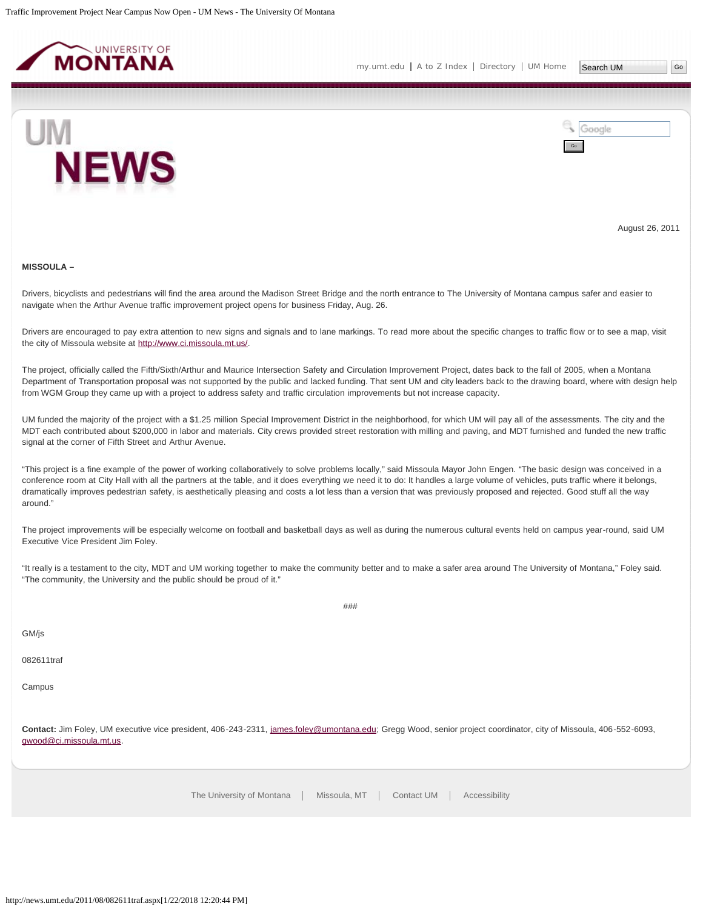August 26, 2011

**MISSOULA –**

Drivers, bicyclists and pedestrians will find the area around the Madison Street Bridge and the north entrance to The University of Montana campus safer and easier to navigate when the Arthur Avenue traffic improvement project opens for business Friday, Aug. 26.

Drivers are encouraged to pay extra attention to new signs and signals and to lane markings. To read more about the specific changes to traffic flow or to see a map, visit the city of Missoula website at http://www.ci.missoula.mt.us/.

The project, officially called the Fifth/Sixth/Arthur and Maurice Intersection Safety and Circulation Improvement Project, dates back to the fall of 2005, when a Montana Department of Transportation proposal was not supported by the public and lacked funding. That sent UM and city leaders back to the drawing board, where with design help from WGM Group they came up with a project to address safety and traffic circulation improvements but not increase capacity.

UM funded the majority of the project with a $1.25 million Special Improvement District in the neighborhood, for which UM will pay all of the assessments. The city and the MDT each contributed about $200,000 in labor and materials. City crews provided street restoration with milling and paving, and MDT furnished and funded the new traffic signal at the corner of Fifth Street and Arthur Avenue.

"This project is a fine example of the power of working collaboratively to solve problems locally," said Missoula Mayor John Engen. "The basic design was conceived in a conference room at City Hall with all the partners at the table, and it does everything we need it to do: It handles a large volume of vehicles, puts traffic where it belongs, dramatically improves pedestrian safety, is aesthetically pleasing and costs a lot less than a version that was previously proposed and rejected. Good stuff all the way around."

The project improvements will be especially welcome on football and basketball days as well as during the numerous cultural events held on campus year-round, said UM Executive Vice President Jim Foley.

"It really is a testament to the city, MDT and UM working together to make the community better and to make a safer area around The University of Montana," Foley said. "The community, the University and the public should be proud of it."

###

GM/js

082611traf

Campus

**Contact:** Jim Foley, UM executive vice president, 406-243-2311, james.foley@umontana.edu; Gregg Wood, senior project coordinator, city of Missoula, 406-552-6093, gwood@ci.missoula.mt.us.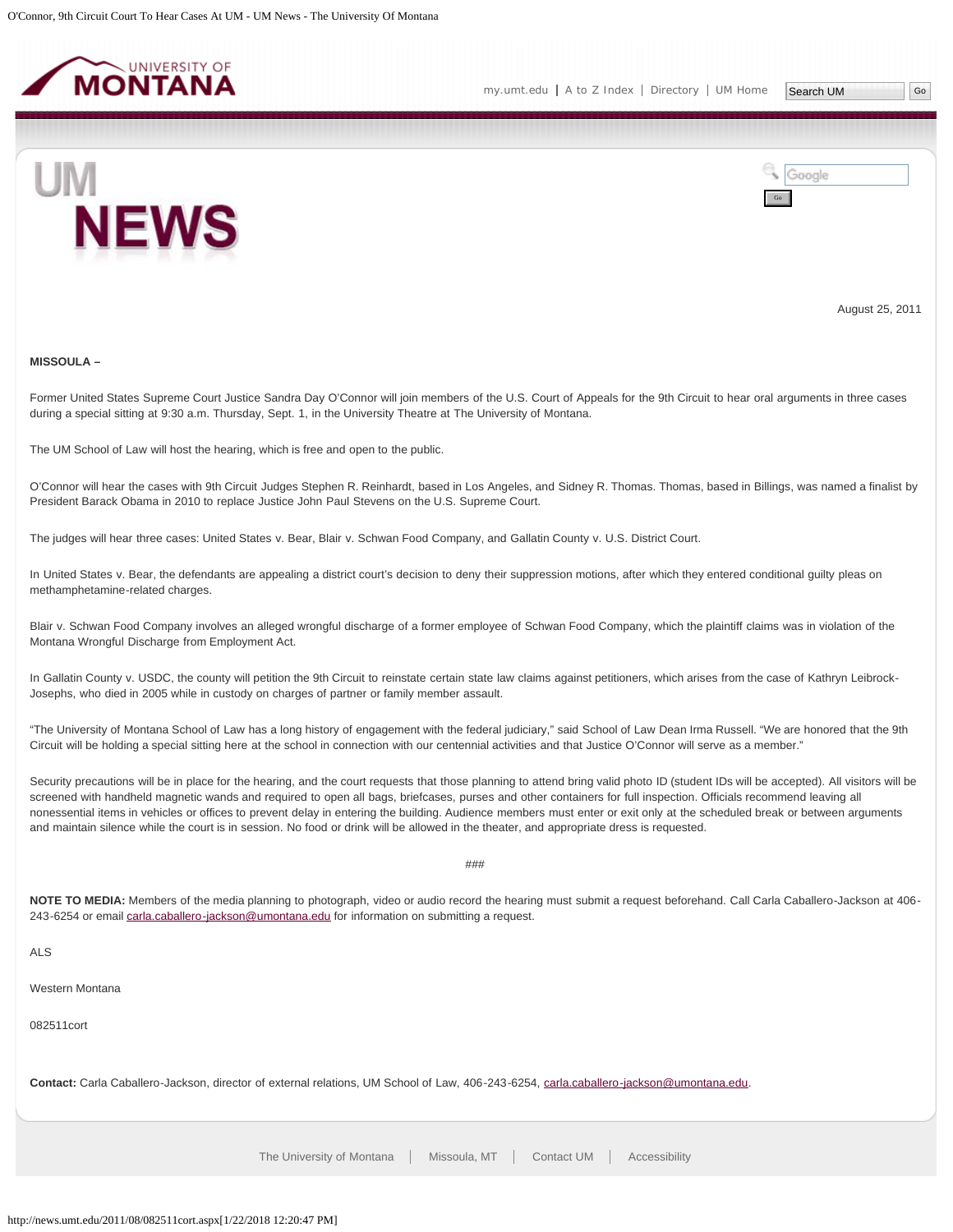August 25, 2011

**MISSOULA –**

Former United States Supreme Court Justice Sandra Day O'Connor will join members of the U.S. Court of Appeals for the 9th Circuit to hear oral arguments in three cases during a special sitting at 9:30 a.m. Thursday, Sept. 1, in the University Theatre at The University of Montana.

The UM School of Law will host the hearing, which is free and open to the public.

O'Connor will hear the cases with 9th Circuit Judges Stephen R. Reinhardt, based in Los Angeles, and Sidney R. Thomas. Thomas, based in Billings, was named a finalist by President Barack Obama in 2010 to replace Justice John Paul Stevens on the U.S. Supreme Court.

The judges will hear three cases: United States v. Bear, Blair v. Schwan Food Company, and Gallatin County v. U.S. District Court.

In United States v. Bear, the defendants are appealing a district court's decision to deny their suppression motions, after which they entered conditional guilty pleas on methamphetamine-related charges.

Blair v. Schwan Food Company involves an alleged wrongful discharge of a former employee of Schwan Food Company, which the plaintiff claims was in violation of the Montana Wrongful Discharge from Employment Act.

In Gallatin County v. USDC, the county will petition the 9th Circuit to reinstate certain state law claims against petitioners, which arises from the case of Kathryn Leibrock-Josephs, who died in 2005 while in custody on charges of partner or family member assault.

"The University of Montana School of Law has a long history of engagement with the federal judiciary," said School of Law Dean Irma Russell. "We are honored that the 9th Circuit will be holding a special sitting here at the school in connection with our centennial activities and that Justice O'Connor will serve as a member."

Security precautions will be in place for the hearing, and the court requests that those planning to attend bring valid photo ID (student IDs will be accepted). All visitors will be screened with handheld magnetic wands and required to open all bags, briefcases, purses and other containers for full inspection. Officials recommend leaving all nonessential items in vehicles or offices to prevent delay in entering the building. Audience members must enter or exit only at the scheduled break or between arguments and maintain silence while the court is in session. No food or drink will be allowed in the theater, and appropriate dress is requested.

###

**NOTE TO MEDIA:** Members of the media planning to photograph, video or audio record the hearing must submit a request beforehand. Call Carla Caballero-Jackson at 406-243-6254 or email carla.caballero-jackson@umontana.edu for information on submitting a request.

ALS

Western Montana

082511cort

**Contact:** Carla Caballero-Jackson, director of external relations, UM School of Law, 406-243-6254, carla.caballero-jackson@umontana.edu.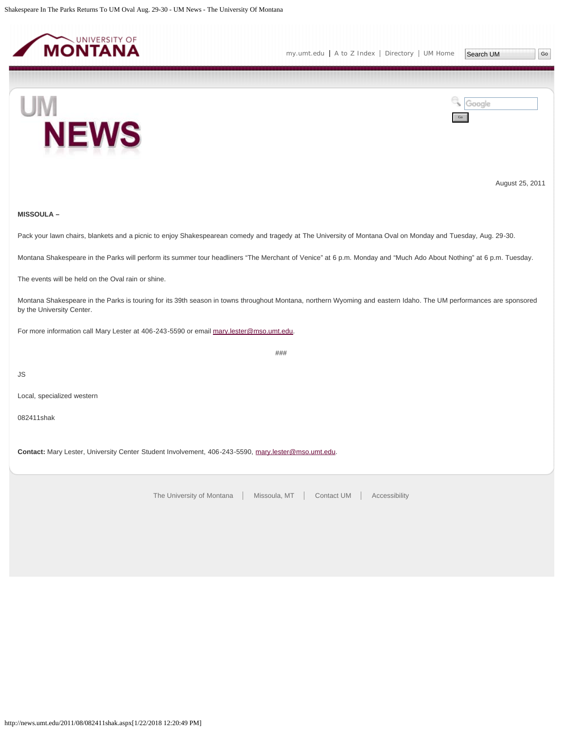August 25, 2011

**MISSOULA –**

Pack your lawn chairs, blankets and a picnic to enjoy Shakespearean comedy and tragedy at The University of Montana Oval on Monday and Tuesday, Aug. 29-30.

Montana Shakespeare in the Parks will perform its summer tour headliners "The Merchant of Venice" at 6 p.m. Monday and "Much Ado About Nothing" at 6 p.m. Tuesday.

The events will be held on the Oval rain or shine.

Montana Shakespeare in the Parks is touring for its 39th season in towns throughout Montana, northern Wyoming and eastern Idaho. The UM performances are sponsored by the University Center.

For more information call Mary Lester at 406-243-5590 or email mary.lester@mso.umt.edu.

###

JS

Local, specialized western

082411shak

**Contact:** Mary Lester, University Center Student Involvement, 406-243-5590, mary.lester@mso.umt.edu.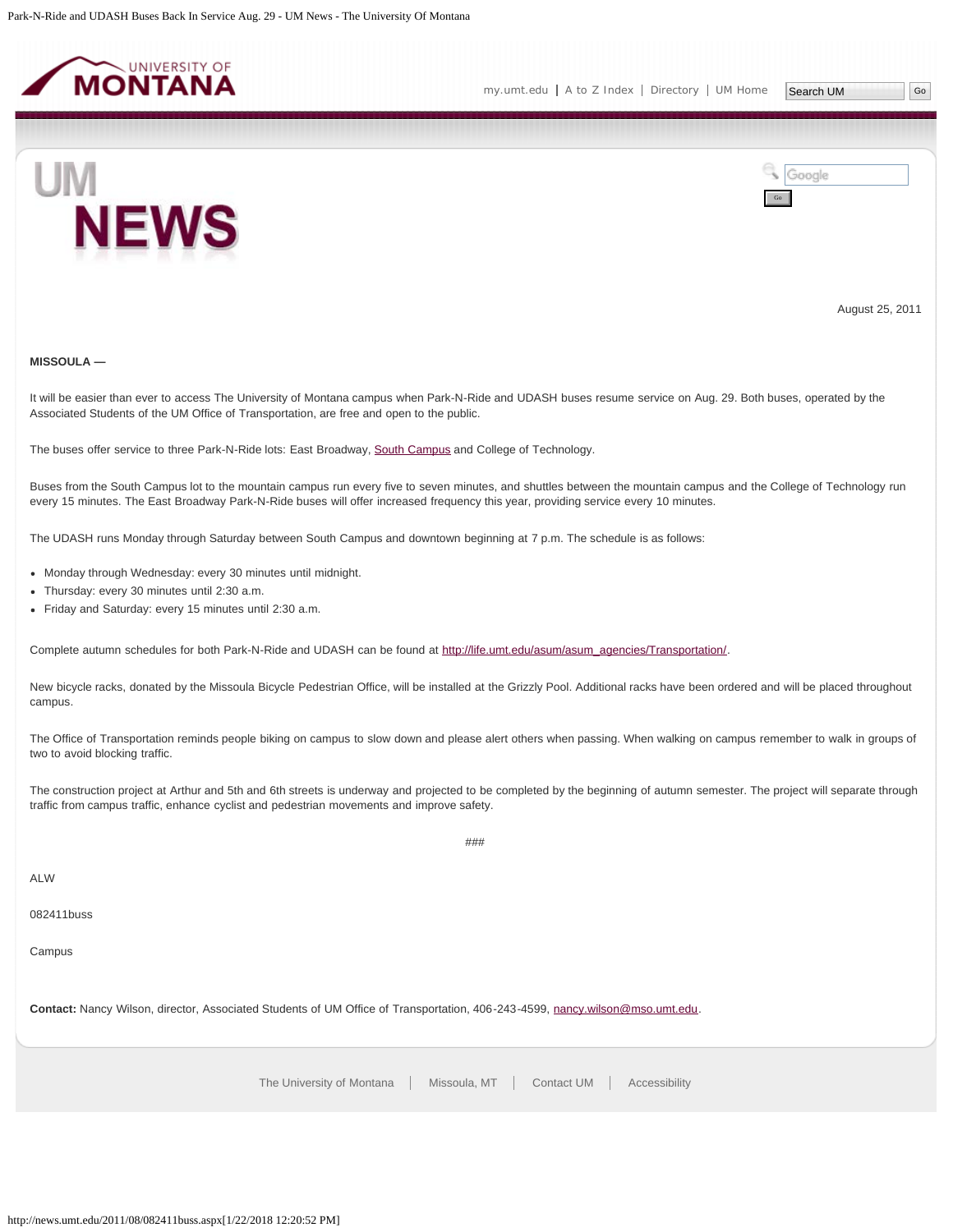August 25, 2011

**MISSOULA —**

It will be easier than ever to access The University of Montana campus when Park-N-Ride and UDASH buses resume service on Aug. 29. Both buses, operated by the Associated Students of the UM Office of Transportation, are free and open to the public.

The buses offer service to three Park-N-Ride lots: East Broadway, South Campus and College of Technology.

Buses from the South Campus lot to the mountain campus run every five to seven minutes, and shuttles between the mountain campus and the College of Technology run every 15 minutes. The East Broadway Park-N-Ride buses will offer increased frequency this year, providing service every 10 minutes.

The UDASH runs Monday through Saturday between South Campus and downtown beginning at 7 p.m. The schedule is as follows:

- Monday through Wednesday: every 30 minutes until midnight.
- Thursday: every 30 minutes until 2:30 a.m.
- Friday and Saturday: every 15 minutes until 2:30 a.m.

Complete autumn schedules for both Park-N-Ride and UDASH can be found at http://life.umt.edu/asum/asum_agencies/Transportation/.

New bicycle racks, donated by the Missoula Bicycle Pedestrian Office, will be installed at the Grizzly Pool. Additional racks have been ordered and will be placed throughout campus.

The Office of Transportation reminds people biking on campus to slow down and please alert others when passing. When walking on campus remember to walk in groups of two to avoid blocking traffic.

The construction project at Arthur and 5th and 6th streets is underway and projected to be completed by the beginning of autumn semester. The project will separate through traffic from campus traffic, enhance cyclist and pedestrian movements and improve safety.

###

ALW

082411buss

Campus

**Contact:** Nancy Wilson, director, Associated Students of UM Office of Transportation, 406-243-4599, nancy.wilson@mso.umt.edu.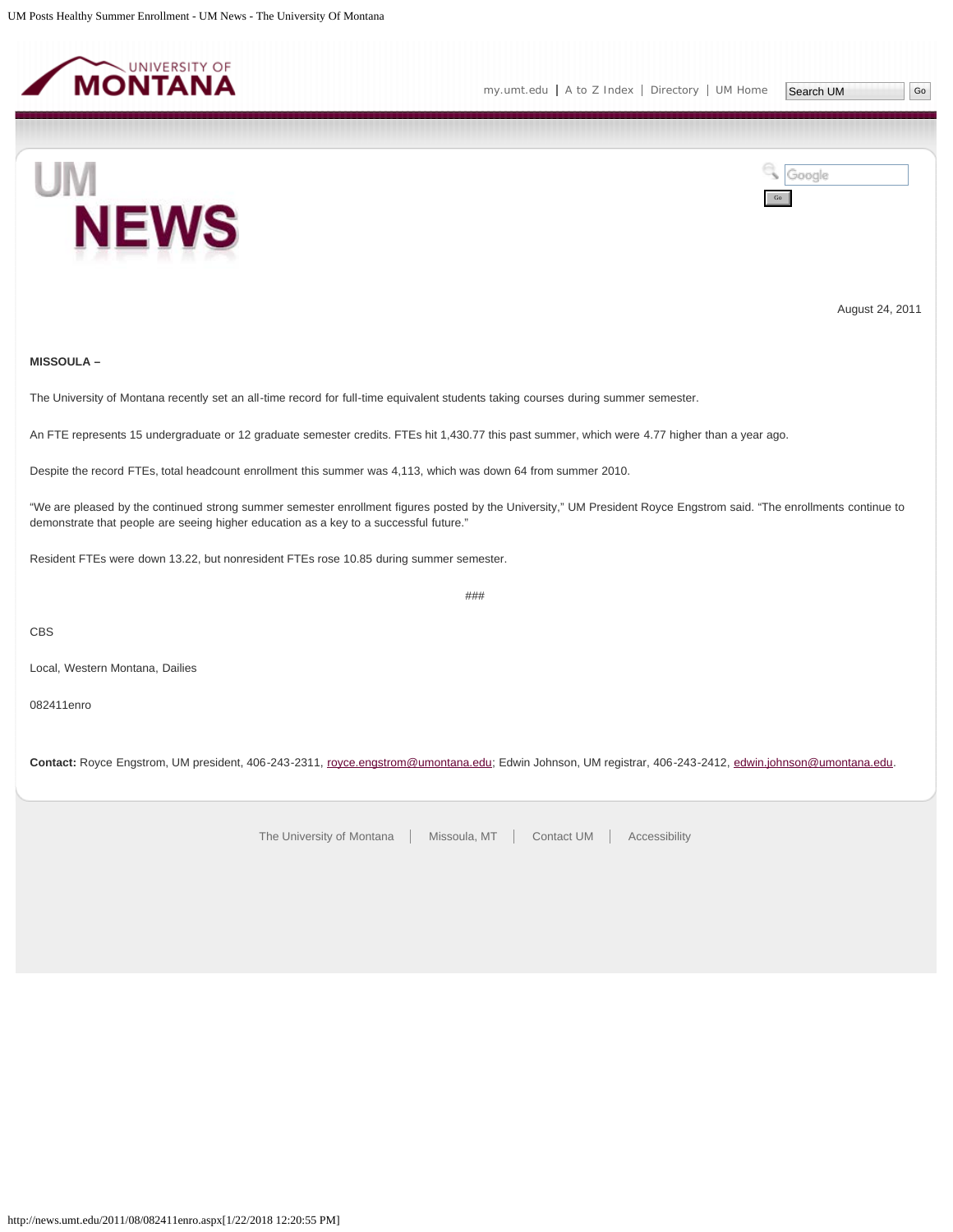August 24, 2011

**MISSOULA –**

The University of Montana recently set an all-time record for full-time equivalent students taking courses during summer semester.

An FTE represents 15 undergraduate or 12 graduate semester credits. FTEs hit 1,430.77 this past summer, which were 4.77 higher than a year ago.

Despite the record FTEs, total headcount enrollment this summer was 4,113, which was down 64 from summer 2010.

"We are pleased by the continued strong summer semester enrollment figures posted by the University," UM President Royce Engstrom said. "The enrollments continue to demonstrate that people are seeing higher education as a key to a successful future."

Resident FTEs were down 13.22, but nonresident FTEs rose 10.85 during summer semester.

###

CBS

Local, Western Montana, Dailies

082411enro

**Contact:** Royce Engstrom, UM president, 406-243-2311, royce.engstrom@umontana.edu; Edwin Johnson, UM registrar, 406-243-2412, edwin.johnson@umontana.edu.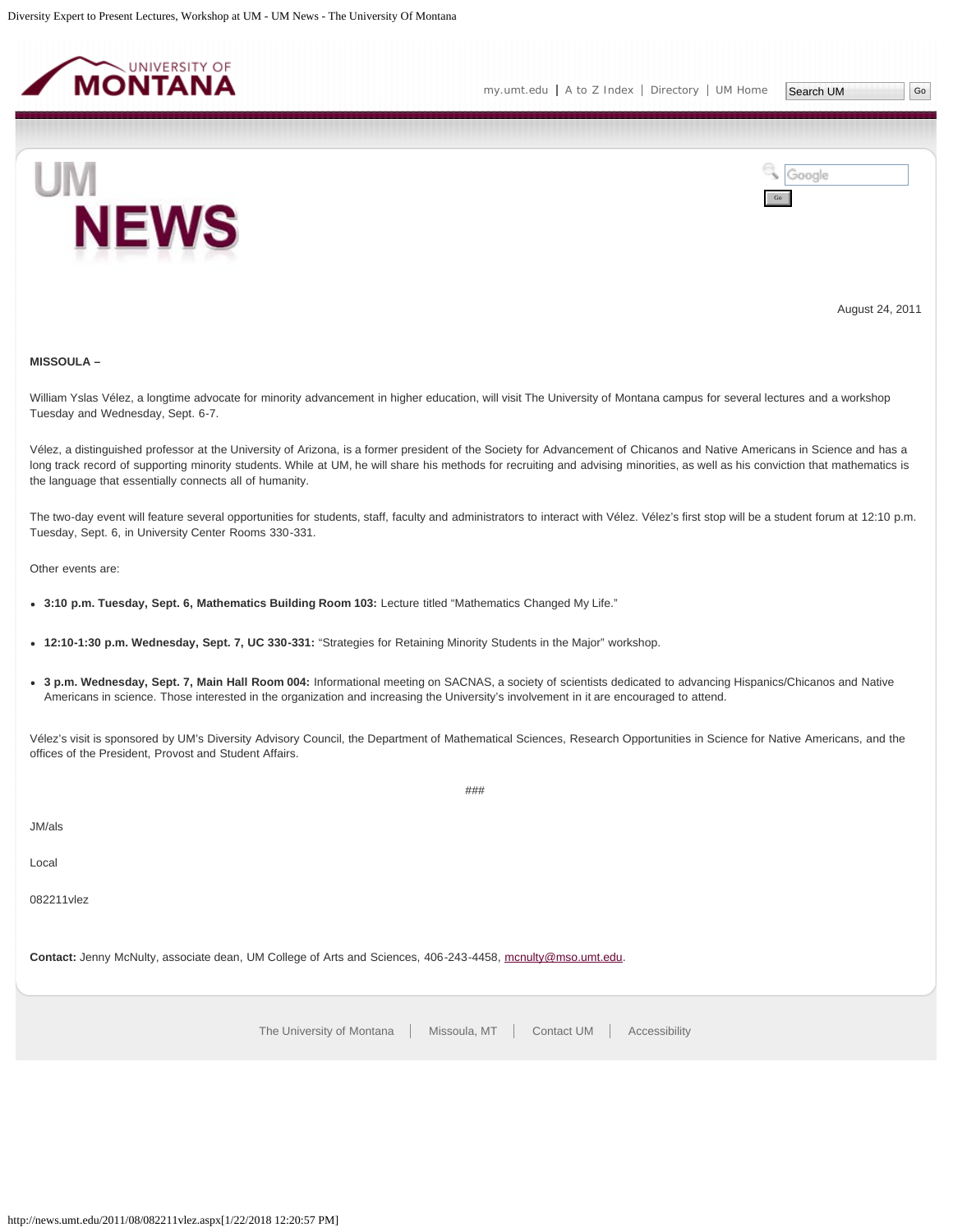August 24, 2011

**MISSOULA –**

William Yslas Vélez, a longtime advocate for minority advancement in higher education, will visit The University of Montana campus for several lectures and a workshop Tuesday and Wednesday, Sept. 6-7.

Vélez, a distinguished professor at the University of Arizona, is a former president of the Society for Advancement of Chicanos and Native Americans in Science and has a long track record of supporting minority students. While at UM, he will share his methods for recruiting and advising minorities, as well as his conviction that mathematics is the language that essentially connects all of humanity.

The two-day event will feature several opportunities for students, staff, faculty and administrators to interact with Vélez. Vélez's first stop will be a student forum at 12:10 p.m. Tuesday, Sept. 6, in University Center Rooms 330-331.

Other events are:

- **3:10 p.m. Tuesday, Sept. 6, Mathematics Building Room 103:** Lecture titled "Mathematics Changed My Life."
- **12:10-1:30 p.m. Wednesday, Sept. 7, UC 330-331:** "Strategies for Retaining Minority Students in the Major" workshop.
- **3 p.m. Wednesday, Sept. 7, Main Hall Room 004:** Informational meeting on SACNAS, a society of scientists dedicated to advancing Hispanics/Chicanos and Native Americans in science. Those interested in the organization and increasing the University's involvement in it are encouraged to attend.

Vélez's visit is sponsored by UM's Diversity Advisory Council, the Department of Mathematical Sciences, Research Opportunities in Science for Native Americans, and the offices of the President, Provost and Student Affairs.

###

JM/als

Local

082211vlez

**Contact:** Jenny McNulty, associate dean, UM College of Arts and Sciences, 406-243-4458, mcnulty@mso.umt.edu.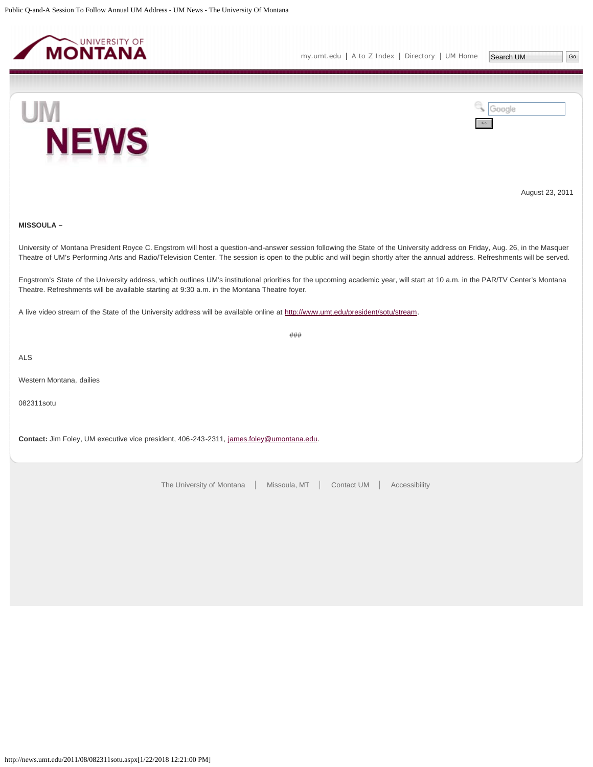August 23, 2011

**MISSOULA –**

University of Montana President Royce C. Engstrom will host a question-and-answer session following the State of the University address on Friday, Aug. 26, in the Masquer Theatre of UM's Performing Arts and Radio/Television Center. The session is open to the public and will begin shortly after the annual address. Refreshments will be served.

Engstrom's State of the University address, which outlines UM's institutional priorities for the upcoming academic year, will start at 10 a.m. in the PAR/TV Center's Montana Theatre. Refreshments will be available starting at 9:30 a.m. in the Montana Theatre foyer.

A live video stream of the State of the University address will be available online at http://www.umt.edu/president/sotu/stream.

###

ALS

Western Montana, dailies

082311sotu

**Contact:** Jim Foley, UM executive vice president, 406-243-2311, james.foley@umontana.edu.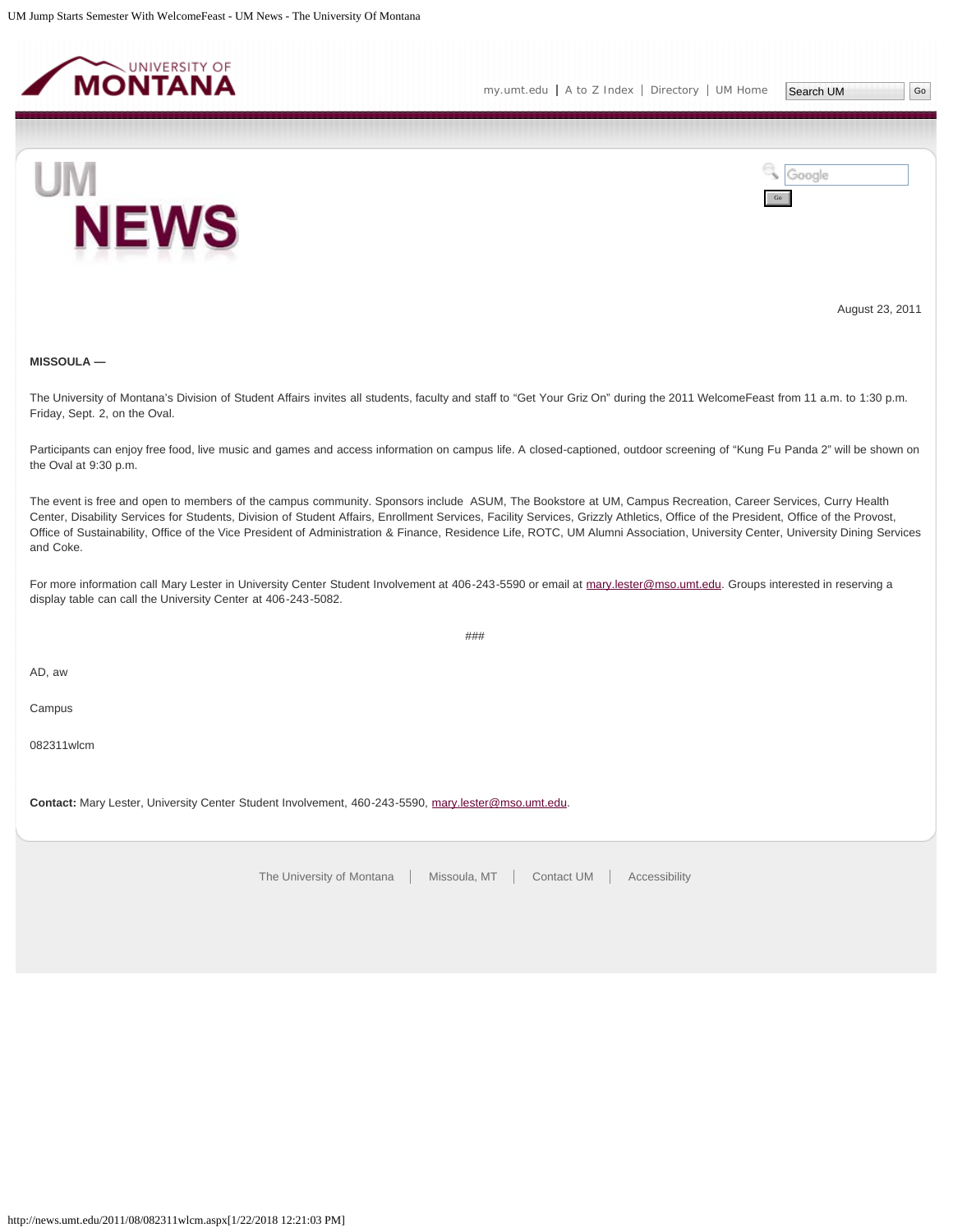August 23, 2011

**MISSOULA —**

The University of Montana's Division of Student Affairs invites all students, faculty and staff to "Get Your Griz On" during the 2011 WelcomeFeast from 11 a.m. to 1:30 p.m. Friday, Sept. 2, on the Oval.

Participants can enjoy free food, live music and games and access information on campus life. A closed-captioned, outdoor screening of "Kung Fu Panda 2" will be shown on the Oval at 9:30 p.m.

The event is free and open to members of the campus community. Sponsors include ASUM, The Bookstore at UM, Campus Recreation, Career Services, Curry Health Center, Disability Services for Students, Division of Student Affairs, Enrollment Services, Facility Services, Grizzly Athletics, Office of the President, Office of the Provost, Office of Sustainability, Office of the Vice President of Administration & Finance, Residence Life, ROTC, UM Alumni Association, University Center, University Dining Services and Coke.

For more information call Mary Lester in University Center Student Involvement at 406-243-5590 or email at mary.lester@mso.umt.edu. Groups interested in reserving a display table can call the University Center at 406-243-5082.

###

AD, aw

Campus

082311wlcm

**Contact:** Mary Lester, University Center Student Involvement, 460-243-5590, mary.lester@mso.umt.edu.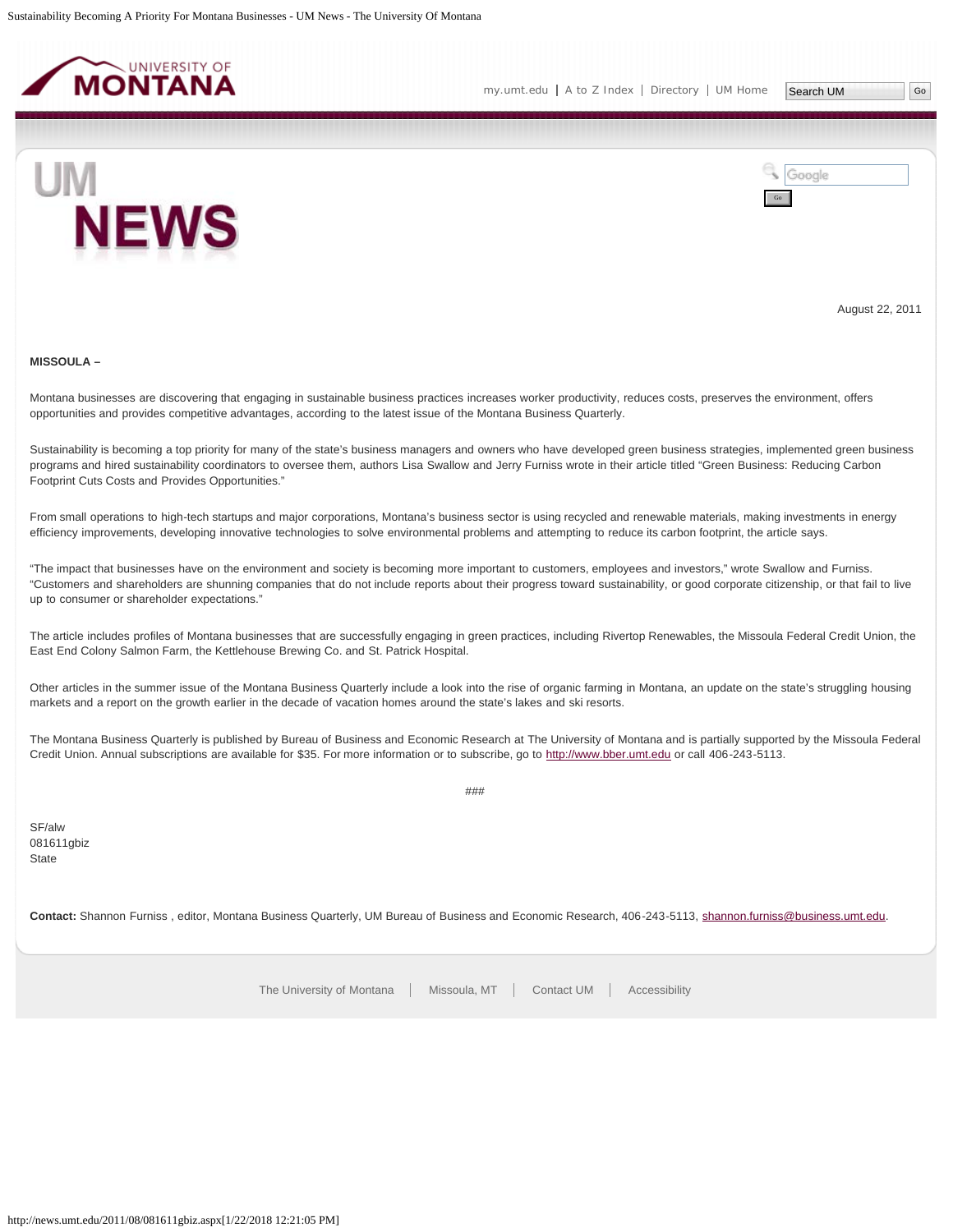August 22, 2011

**MISSOULA –**

Montana businesses are discovering that engaging in sustainable business practices increases worker productivity, reduces costs, preserves the environment, offers opportunities and provides competitive advantages, according to the latest issue of the Montana Business Quarterly.

Sustainability is becoming a top priority for many of the state's business managers and owners who have developed green business strategies, implemented green business programs and hired sustainability coordinators to oversee them, authors Lisa Swallow and Jerry Furniss wrote in their article titled "Green Business: Reducing Carbon Footprint Cuts Costs and Provides Opportunities."

From small operations to high-tech startups and major corporations, Montana's business sector is using recycled and renewable materials, making investments in energy efficiency improvements, developing innovative technologies to solve environmental problems and attempting to reduce its carbon footprint, the article says.

"The impact that businesses have on the environment and society is becoming more important to customers, employees and investors," wrote Swallow and Furniss. "Customers and shareholders are shunning companies that do not include reports about their progress toward sustainability, or good corporate citizenship, or that fail to live up to consumer or shareholder expectations."

The article includes profiles of Montana businesses that are successfully engaging in green practices, including Rivertop Renewables, the Missoula Federal Credit Union, the East End Colony Salmon Farm, the Kettlehouse Brewing Co. and St. Patrick Hospital.

Other articles in the summer issue of the Montana Business Quarterly include a look into the rise of organic farming in Montana, an update on the state's struggling housing markets and a report on the growth earlier in the decade of vacation homes around the state's lakes and ski resorts.

The Montana Business Quarterly is published by Bureau of Business and Economic Research at The University of Montana and is partially supported by the Missoula Federal Credit Union. Annual subscriptions are available for $35. For more information or to subscribe, go to http://www.bber.umt.edu or call 406-243-5113.

###

SF/alw
081611gbiz
State

**Contact:** Shannon Furniss , editor, Montana Business Quarterly, UM Bureau of Business and Economic Research, 406-243-5113, shannon.furniss@business.umt.edu.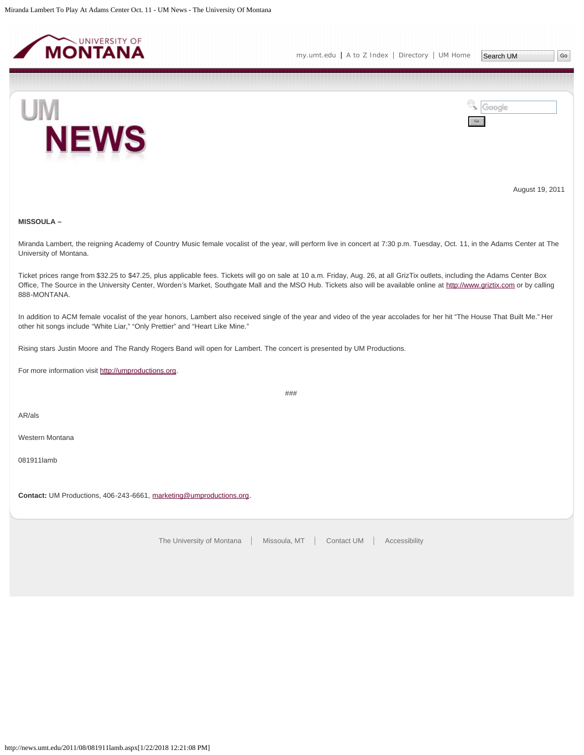August 19, 2011

**MISSOULA –**

Miranda Lambert, the reigning Academy of Country Music female vocalist of the year, will perform live in concert at 7:30 p.m. Tuesday, Oct. 11, in the Adams Center at The University of Montana.

Ticket prices range from $32.25 to $47.25, plus applicable fees. Tickets will go on sale at 10 a.m. Friday, Aug. 26, at all GrizTix outlets, including the Adams Center Box Office, The Source in the University Center, Worden's Market, Southgate Mall and the MSO Hub. Tickets also will be available online at http://www.griztix.com or by calling 888-MONTANA.

In addition to ACM female vocalist of the year honors, Lambert also received single of the year and video of the year accolades for her hit "The House That Built Me." Her other hit songs include "White Liar," "Only Prettier" and "Heart Like Mine."

Rising stars Justin Moore and The Randy Rogers Band will open for Lambert. The concert is presented by UM Productions.

For more information visit http://umproductions.org.

###

AR/als

Western Montana

081911lamb

**Contact:** UM Productions, 406-243-6661, marketing@umproductions.org.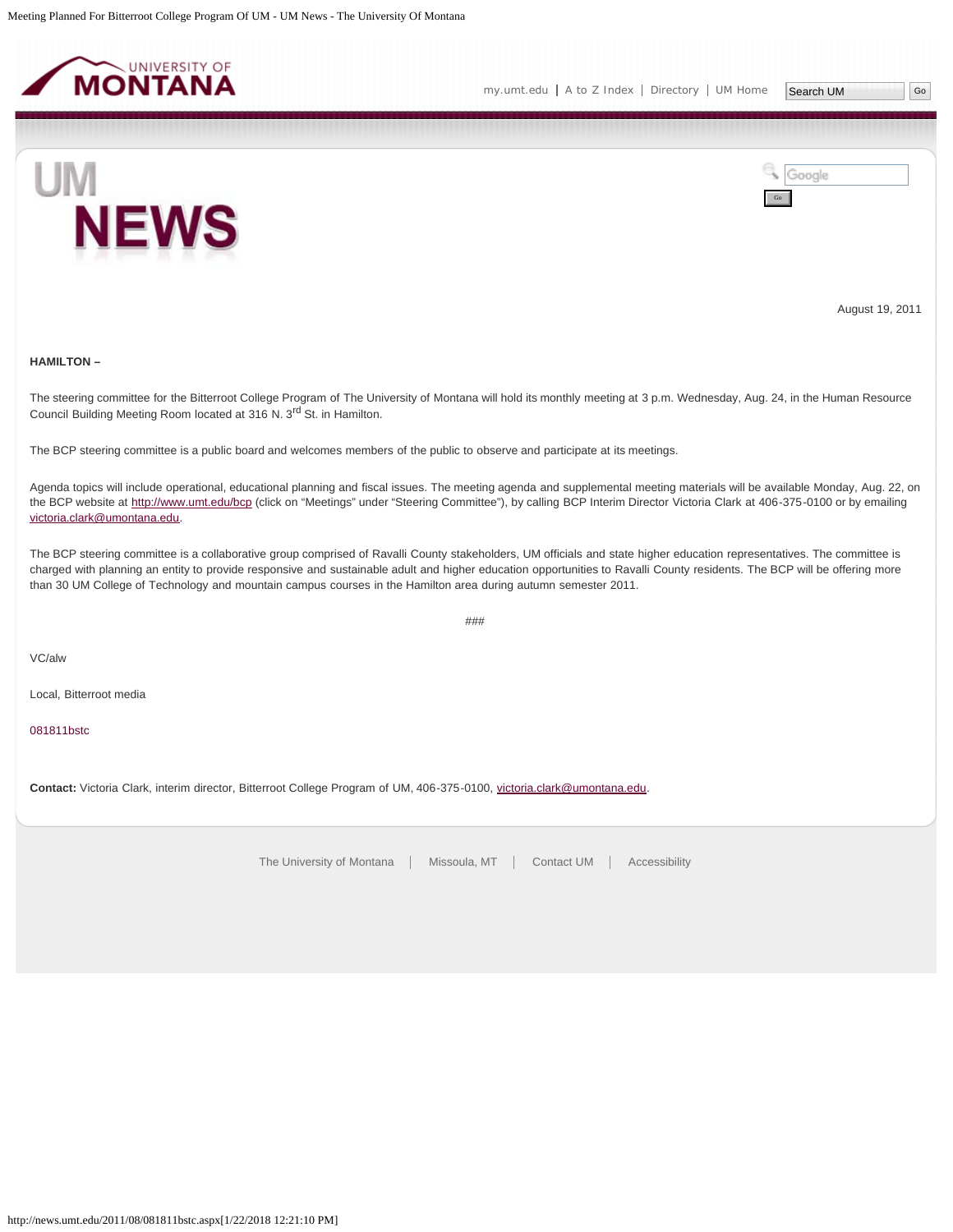August 19, 2011

**HAMILTON –**

The steering committee for the Bitterroot College Program of The University of Montana will hold its monthly meeting at 3 p.m. Wednesday, Aug. 24, in the Human Resource Council Building Meeting Room located at 316 N. 3rd St. in Hamilton.

The BCP steering committee is a public board and welcomes members of the public to observe and participate at its meetings.

Agenda topics will include operational, educational planning and fiscal issues. The meeting agenda and supplemental meeting materials will be available Monday, Aug. 22, on the BCP website at http://www.umt.edu/bcp (click on "Meetings" under "Steering Committee"), by calling BCP Interim Director Victoria Clark at 406-375-0100 or by emailing victoria.clark@umontana.edu.

The BCP steering committee is a collaborative group comprised of Ravalli County stakeholders, UM officials and state higher education representatives. The committee is charged with planning an entity to provide responsive and sustainable adult and higher education opportunities to Ravalli County residents. The BCP will be offering more than 30 UM College of Technology and mountain campus courses in the Hamilton area during autumn semester 2011.

###

VC/alw

Local, Bitterroot media

081811bstc

**Contact:** Victoria Clark, interim director, Bitterroot College Program of UM, 406-375-0100, victoria.clark@umontana.edu.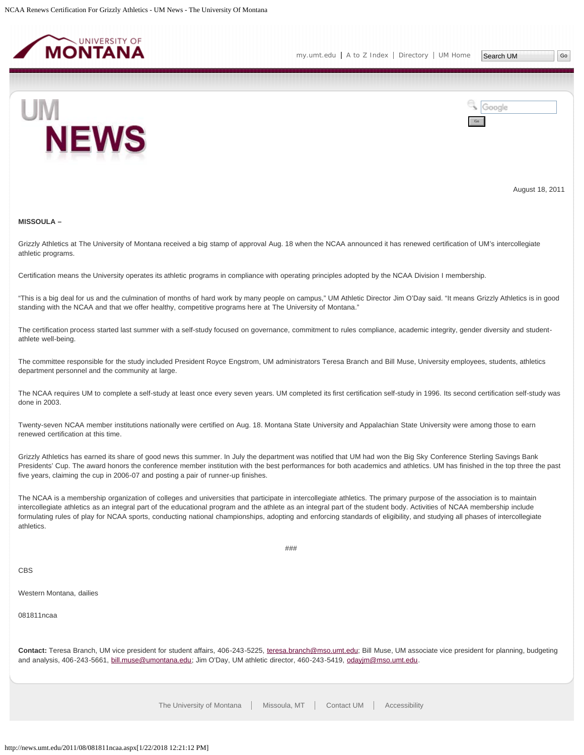August 18, 2011

**MISSOULA –**

Grizzly Athletics at The University of Montana received a big stamp of approval Aug. 18 when the NCAA announced it has renewed certification of UM's intercollegiate athletic programs.

Certification means the University operates its athletic programs in compliance with operating principles adopted by the NCAA Division I membership.

"This is a big deal for us and the culmination of months of hard work by many people on campus," UM Athletic Director Jim O'Day said. "It means Grizzly Athletics is in good standing with the NCAA and that we offer healthy, competitive programs here at The University of Montana."

The certification process started last summer with a self-study focused on governance, commitment to rules compliance, academic integrity, gender diversity and student-athlete well-being.

The committee responsible for the study included President Royce Engstrom, UM administrators Teresa Branch and Bill Muse, University employees, students, athletics department personnel and the community at large.

The NCAA requires UM to complete a self-study at least once every seven years. UM completed its first certification self-study in 1996. Its second certification self-study was done in 2003.

Twenty-seven NCAA member institutions nationally were certified on Aug. 18. Montana State University and Appalachian State University were among those to earn renewed certification at this time.

Grizzly Athletics has earned its share of good news this summer. In July the department was notified that UM had won the Big Sky Conference Sterling Savings Bank Presidents' Cup. The award honors the conference member institution with the best performances for both academics and athletics. UM has finished in the top three the past five years, claiming the cup in 2006-07 and posting a pair of runner-up finishes.

The NCAA is a membership organization of colleges and universities that participate in intercollegiate athletics. The primary purpose of the association is to maintain intercollegiate athletics as an integral part of the educational program and the athlete as an integral part of the student body. Activities of NCAA membership include formulating rules of play for NCAA sports, conducting national championships, adopting and enforcing standards of eligibility, and studying all phases of intercollegiate athletics.

###

CBS

Western Montana, dailies

081811ncaa

**Contact:** Teresa Branch, UM vice president for student affairs, 406-243-5225, teresa.branch@mso.umt.edu; Bill Muse, UM associate vice president for planning, budgeting and analysis, 406-243-5661, bill.muse@umontana.edu; Jim O'Day, UM athletic director, 460-243-5419, odayjm@mso.umt.edu.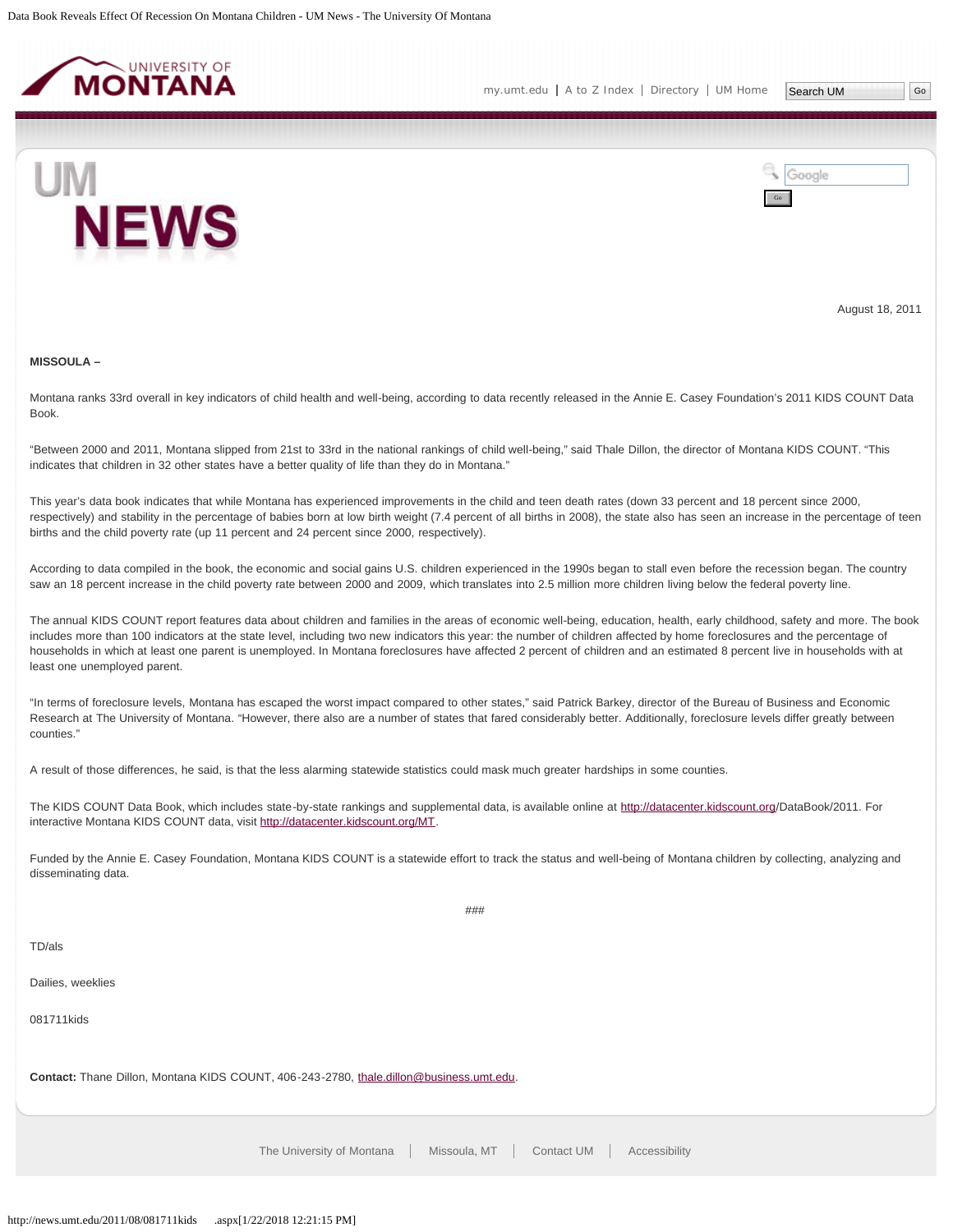August 18, 2011

**MISSOULA –**

Montana ranks 33rd overall in key indicators of child health and well-being, according to data recently released in the Annie E. Casey Foundation's 2011 KIDS COUNT Data Book.

"Between 2000 and 2011, Montana slipped from 21st to 33rd in the national rankings of child well-being," said Thale Dillon, the director of Montana KIDS COUNT. "This indicates that children in 32 other states have a better quality of life than they do in Montana."

This year's data book indicates that while Montana has experienced improvements in the child and teen death rates (down 33 percent and 18 percent since 2000, respectively) and stability in the percentage of babies born at low birth weight (7.4 percent of all births in 2008), the state also has seen an increase in the percentage of teen births and the child poverty rate (up 11 percent and 24 percent since 2000, respectively).

According to data compiled in the book, the economic and social gains U.S. children experienced in the 1990s began to stall even before the recession began. The country saw an 18 percent increase in the child poverty rate between 2000 and 2009, which translates into 2.5 million more children living below the federal poverty line.

The annual KIDS COUNT report features data about children and families in the areas of economic well-being, education, health, early childhood, safety and more. The book includes more than 100 indicators at the state level, including two new indicators this year: the number of children affected by home foreclosures and the percentage of households in which at least one parent is unemployed. In Montana foreclosures have affected 2 percent of children and an estimated 8 percent live in households with at least one unemployed parent.

"In terms of foreclosure levels, Montana has escaped the worst impact compared to other states," said Patrick Barkey, director of the Bureau of Business and Economic Research at The University of Montana. "However, there also are a number of states that fared considerably better. Additionally, foreclosure levels differ greatly between counties."

A result of those differences, he said, is that the less alarming statewide statistics could mask much greater hardships in some counties.

The KIDS COUNT Data Book, which includes state-by-state rankings and supplemental data, is available online at http://datacenter.kidscount.org/DataBook/2011. For interactive Montana KIDS COUNT data, visit http://datacenter.kidscount.org/MT.

Funded by the Annie E. Casey Foundation, Montana KIDS COUNT is a statewide effort to track the status and well-being of Montana children by collecting, analyzing and disseminating data.

###

TD/als

Dailies, weeklies

081711kids

**Contact:** Thane Dillon, Montana KIDS COUNT, 406-243-2780, thale.dillon@business.umt.edu.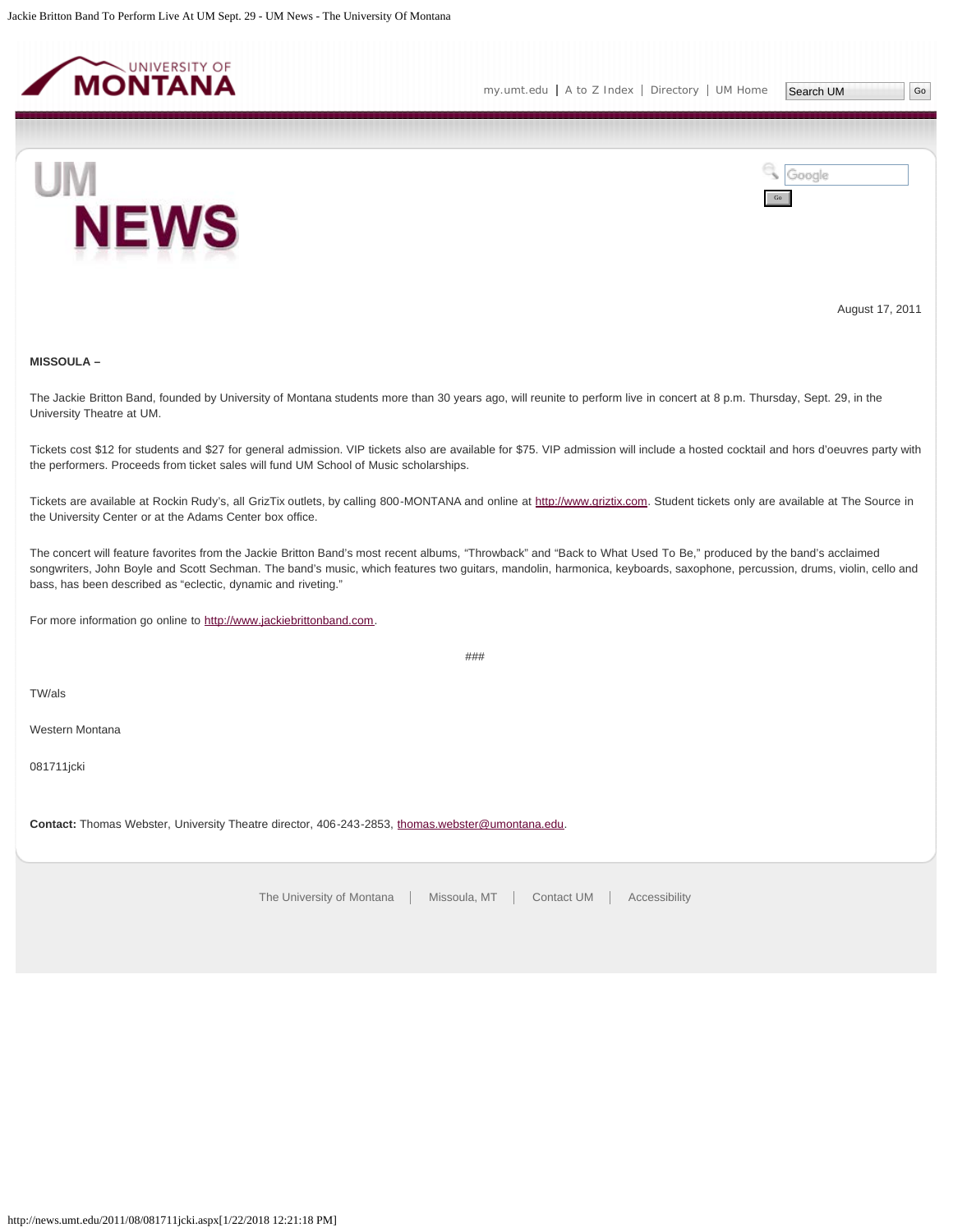August 17, 2011

**MISSOULA –**

The Jackie Britton Band, founded by University of Montana students more than 30 years ago, will reunite to perform live in concert at 8 p.m. Thursday, Sept. 29, in the University Theatre at UM.

Tickets cost $12 for students and $27 for general admission. VIP tickets also are available for $75. VIP admission will include a hosted cocktail and hors d'oeuvres party with the performers. Proceeds from ticket sales will fund UM School of Music scholarships.

Tickets are available at Rockin Rudy's, all GrizTix outlets, by calling 800-MONTANA and online at http://www.griztix.com. Student tickets only are available at The Source in the University Center or at the Adams Center box office.

The concert will feature favorites from the Jackie Britton Band's most recent albums, "Throwback" and "Back to What Used To Be," produced by the band's acclaimed songwriters, John Boyle and Scott Sechman. The band's music, which features two guitars, mandolin, harmonica, keyboards, saxophone, percussion, drums, violin, cello and bass, has been described as "eclectic, dynamic and riveting."

For more information go online to http://www.jackiebrittonband.com.

###

TW/als

Western Montana

081711jcki

**Contact:** Thomas Webster, University Theatre director, 406-243-2853, thomas.webster@umontana.edu.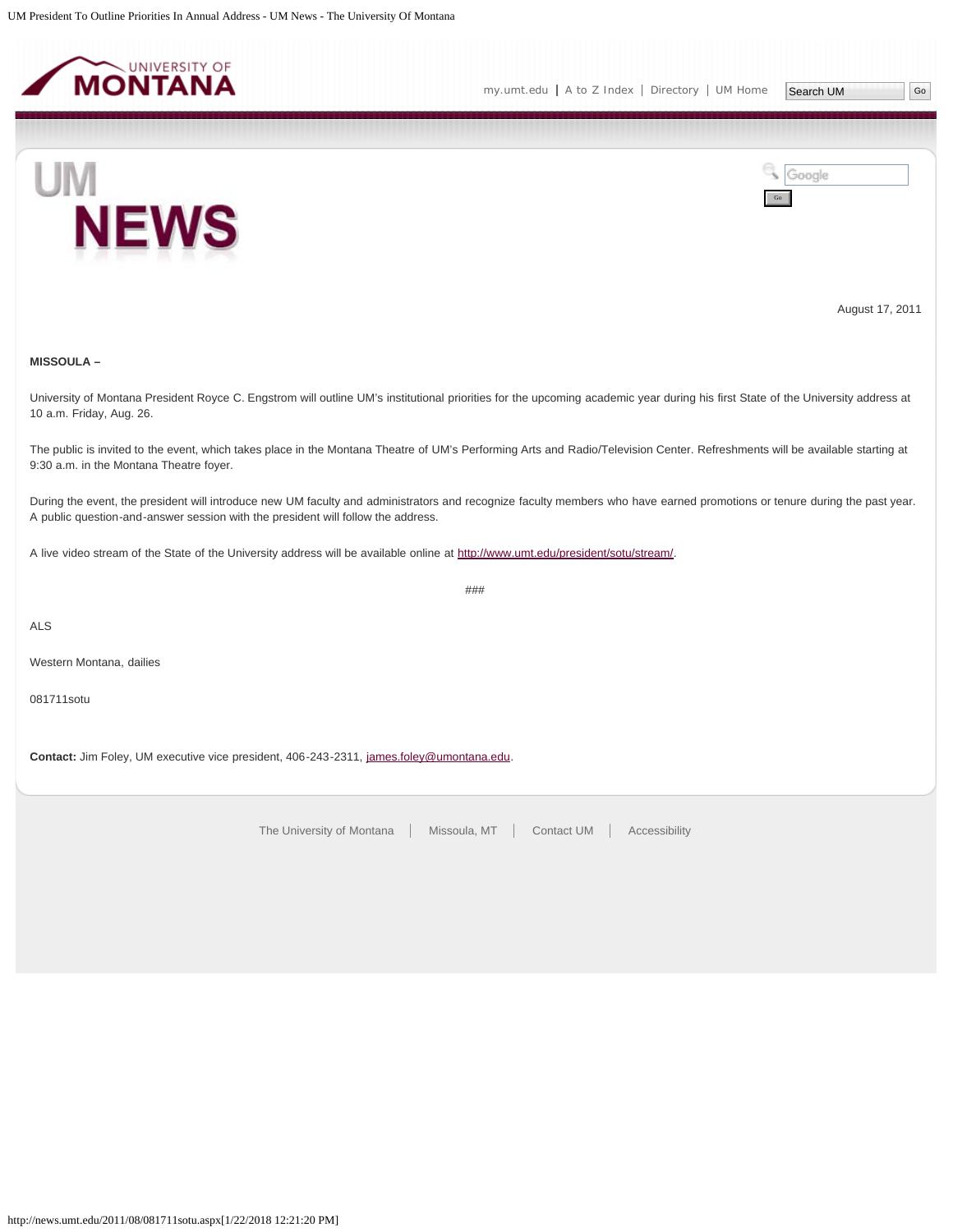August 17, 2011

**MISSOULA –**

University of Montana President Royce C. Engstrom will outline UM's institutional priorities for the upcoming academic year during his first State of the University address at 10 a.m. Friday, Aug. 26.

The public is invited to the event, which takes place in the Montana Theatre of UM's Performing Arts and Radio/Television Center. Refreshments will be available starting at 9:30 a.m. in the Montana Theatre foyer.

During the event, the president will introduce new UM faculty and administrators and recognize faculty members who have earned promotions or tenure during the past year. A public question-and-answer session with the president will follow the address.

A live video stream of the State of the University address will be available online at http://www.umt.edu/president/sotu/stream/.

###

ALS

Western Montana, dailies

081711sotu

**Contact:** Jim Foley, UM executive vice president, 406-243-2311, james.foley@umontana.edu.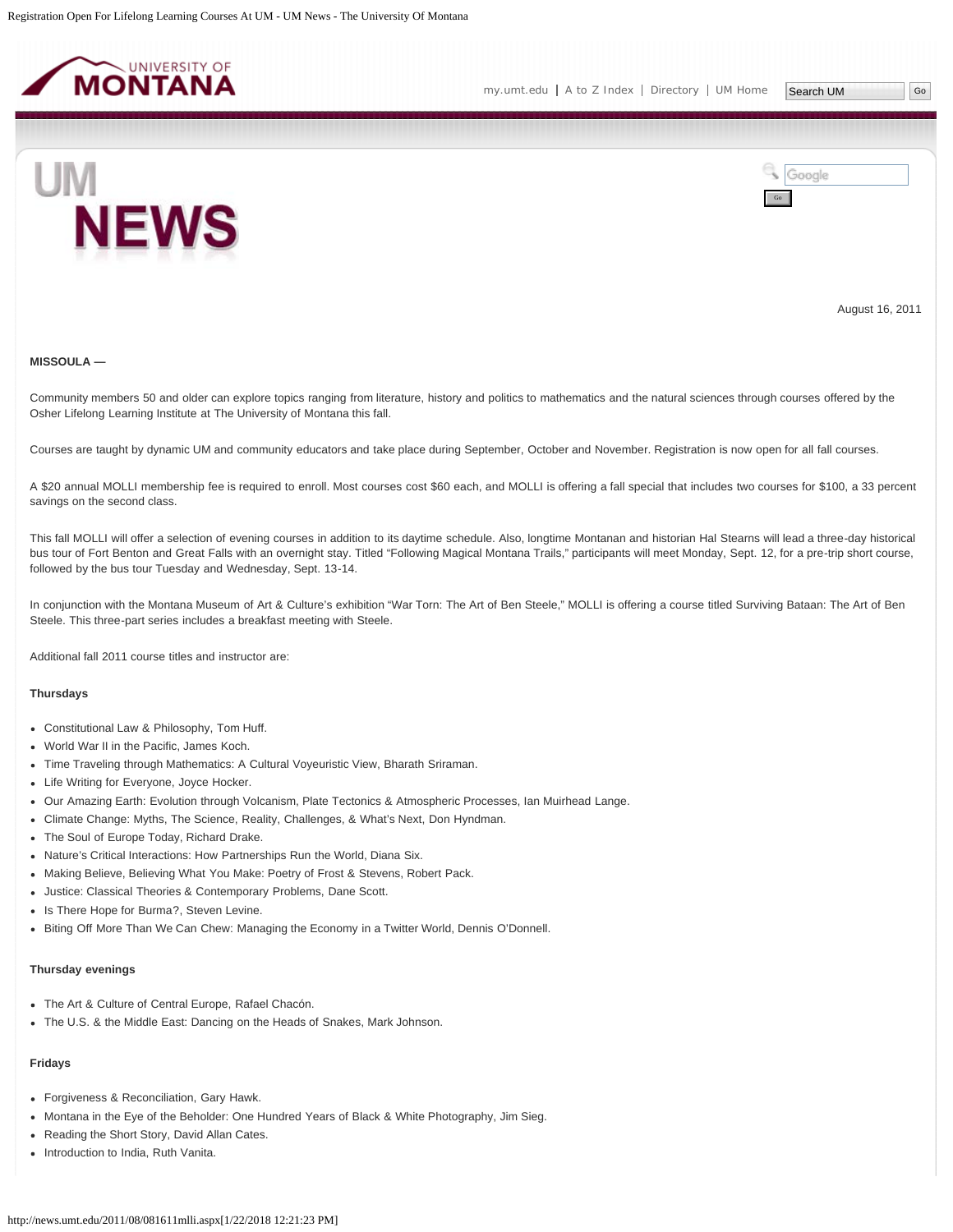August 16, 2011

**MISSOULA —**

Community members 50 and older can explore topics ranging from literature, history and politics to mathematics and the natural sciences through courses offered by the Osher Lifelong Learning Institute at The University of Montana this fall.

Courses are taught by dynamic UM and community educators and take place during September, October and November. Registration is now open for all fall courses.

A $20 annual MOLLI membership fee is required to enroll. Most courses cost $60 each, and MOLLI is offering a fall special that includes two courses for $100, a 33 percent savings on the second class.

This fall MOLLI will offer a selection of evening courses in addition to its daytime schedule. Also, longtime Montanan and historian Hal Stearns will lead a three-day historical bus tour of Fort Benton and Great Falls with an overnight stay. Titled "Following Magical Montana Trails," participants will meet Monday, Sept. 12, for a pre-trip short course, followed by the bus tour Tuesday and Wednesday, Sept. 13-14.

In conjunction with the Montana Museum of Art & Culture's exhibition "War Torn: The Art of Ben Steele," MOLLI is offering a course titled Surviving Bataan: The Art of Ben Steele. This three-part series includes a breakfast meeting with Steele.

Additional fall 2011 course titles and instructor are:

**Thursdays**

- Constitutional Law & Philosophy, Tom Huff.
- World War II in the Pacific, James Koch.
- Time Traveling through Mathematics: A Cultural Voyeuristic View, Bharath Sriraman.
- Life Writing for Everyone, Joyce Hocker.
- Our Amazing Earth: Evolution through Volcanism, Plate Tectonics & Atmospheric Processes, Ian Muirhead Lange.
- Climate Change: Myths, The Science, Reality, Challenges, & What's Next, Don Hyndman.
- The Soul of Europe Today, Richard Drake.
- Nature's Critical Interactions: How Partnerships Run the World, Diana Six.
- Making Believe, Believing What You Make: Poetry of Frost & Stevens, Robert Pack.
- Justice: Classical Theories & Contemporary Problems, Dane Scott.
- Is There Hope for Burma?, Steven Levine.
- Biting Off More Than We Can Chew: Managing the Economy in a Twitter World, Dennis O'Donnell.

**Thursday evenings**

- The Art & Culture of Central Europe, Rafael Chacón.
- The U.S. & the Middle East: Dancing on the Heads of Snakes, Mark Johnson.

**Fridays**

- Forgiveness & Reconciliation, Gary Hawk.
- Montana in the Eye of the Beholder: One Hundred Years of Black & White Photography, Jim Sieg.
- Reading the Short Story, David Allan Cates.
- Introduction to India, Ruth Vanita.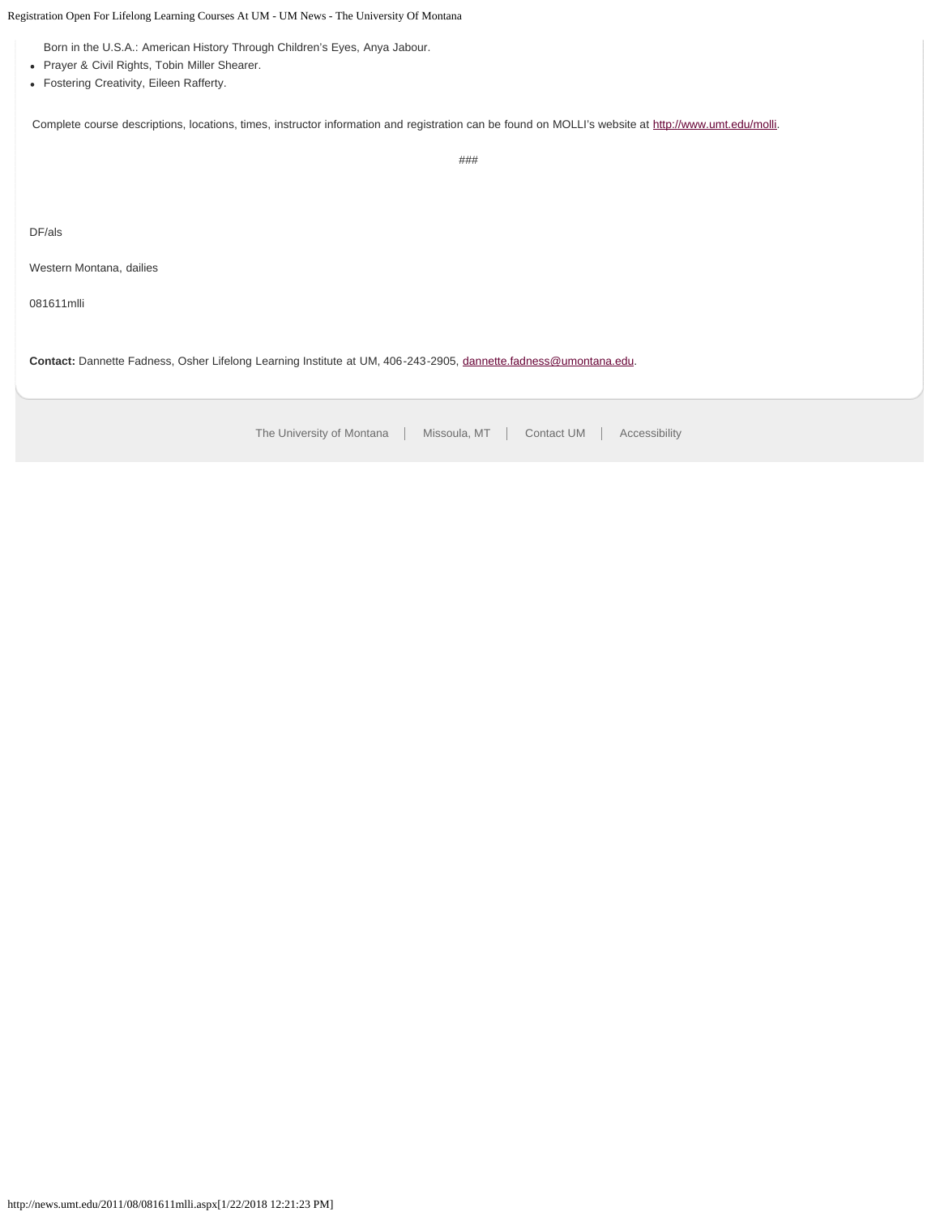- Born in the U.S.A.: American History Through Children's Eyes, Anya Jabour.
- Prayer & Civil Rights, Tobin Miller Shearer.
- Fostering Creativity, Eileen Rafferty.

Complete course descriptions, locations, times, instructor information and registration can be found on MOLLI's website at http://www.umt.edu/molli.

###

DF/als

Western Montana, dailies

081611mlli

**Contact:** Dannette Fadness, Osher Lifelong Learning Institute at UM, 406-243-2905, dannette.fadness@umontana.edu.

The University of Montana | Missoula, MT | Contact UM | Accessibility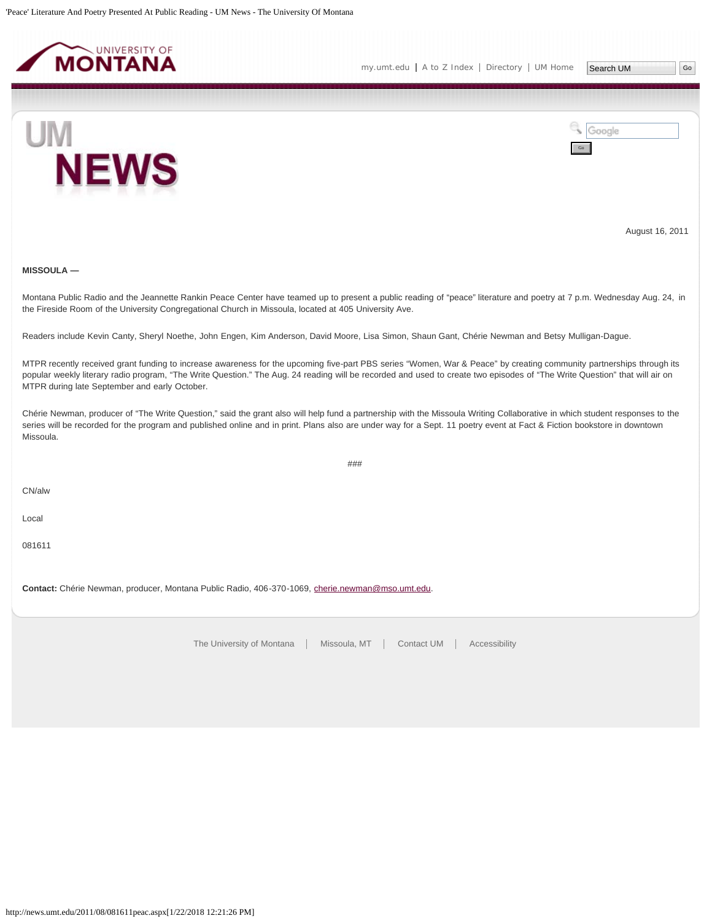August 16, 2011

**MISSOULA —**

Montana Public Radio and the Jeannette Rankin Peace Center have teamed up to present a public reading of “peace” literature and poetry at 7 p.m. Wednesday Aug. 24, in the Fireside Room of the University Congregational Church in Missoula, located at 405 University Ave.

Readers include Kevin Canty, Sheryl Noethe, John Engen, Kim Anderson, David Moore, Lisa Simon, Shaun Gant, Chérie Newman and Betsy Mulligan-Dague.

MTPR recently received grant funding to increase awareness for the upcoming five-part PBS series “Women, War & Peace” by creating community partnerships through its popular weekly literary radio program, “The Write Question.” The Aug. 24 reading will be recorded and used to create two episodes of “The Write Question” that will air on MTPR during late September and early October.

Chérie Newman, producer of “The Write Question,” said the grant also will help fund a partnership with the Missoula Writing Collaborative in which student responses to the series will be recorded for the program and published online and in print. Plans also are under way for a Sept. 11 poetry event at Fact & Fiction bookstore in downtown Missoula.

###

CN/alw

Local

081611

**Contact:** Chérie Newman, producer, Montana Public Radio, 406-370-1069, cherie.newman@mso.umt.edu.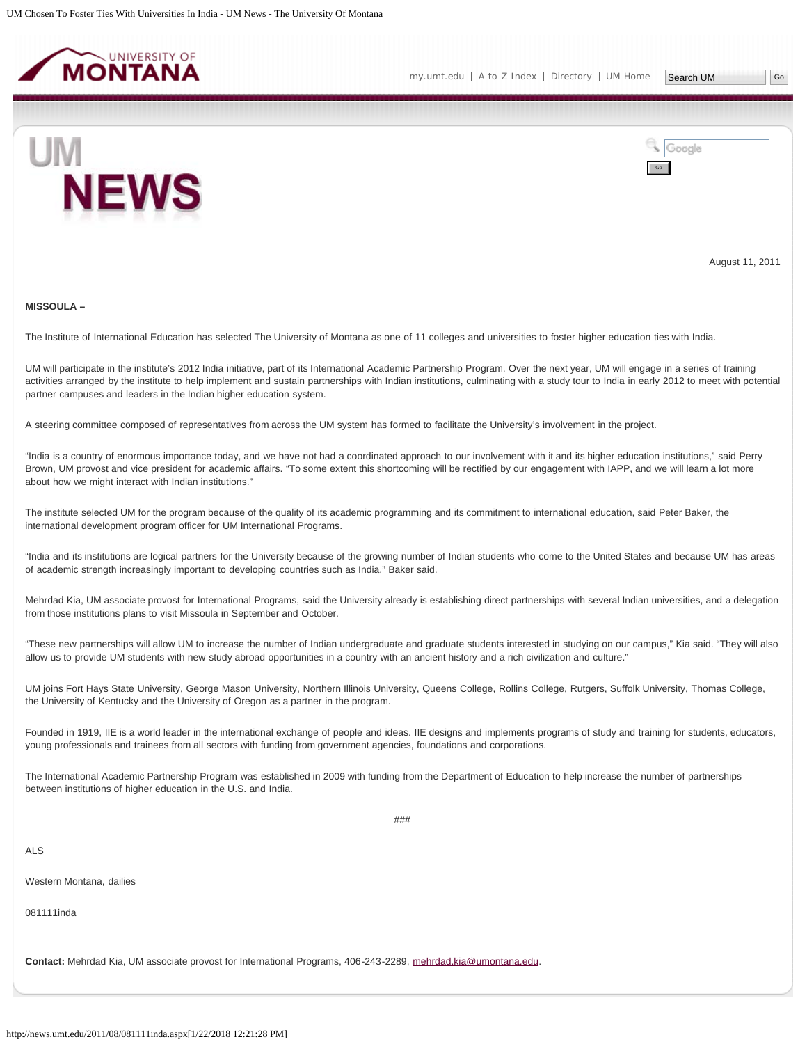August 11, 2011

**MISSOULA –**

The Institute of International Education has selected The University of Montana as one of 11 colleges and universities to foster higher education ties with India.

UM will participate in the institute's 2012 India initiative, part of its International Academic Partnership Program. Over the next year, UM will engage in a series of training activities arranged by the institute to help implement and sustain partnerships with Indian institutions, culminating with a study tour to India in early 2012 to meet with potential partner campuses and leaders in the Indian higher education system.

A steering committee composed of representatives from across the UM system has formed to facilitate the University's involvement in the project.

"India is a country of enormous importance today, and we have not had a coordinated approach to our involvement with it and its higher education institutions," said Perry Brown, UM provost and vice president for academic affairs. "To some extent this shortcoming will be rectified by our engagement with IAPP, and we will learn a lot more about how we might interact with Indian institutions."

The institute selected UM for the program because of the quality of its academic programming and its commitment to international education, said Peter Baker, the international development program officer for UM International Programs.

"India and its institutions are logical partners for the University because of the growing number of Indian students who come to the United States and because UM has areas of academic strength increasingly important to developing countries such as India," Baker said.

Mehrdad Kia, UM associate provost for International Programs, said the University already is establishing direct partnerships with several Indian universities, and a delegation from those institutions plans to visit Missoula in September and October.

"These new partnerships will allow UM to increase the number of Indian undergraduate and graduate students interested in studying on our campus," Kia said. "They will also allow us to provide UM students with new study abroad opportunities in a country with an ancient history and a rich civilization and culture."

UM joins Fort Hays State University, George Mason University, Northern Illinois University, Queens College, Rollins College, Rutgers, Suffolk University, Thomas College, the University of Kentucky and the University of Oregon as a partner in the program.

Founded in 1919, IIE is a world leader in the international exchange of people and ideas. IIE designs and implements programs of study and training for students, educators, young professionals and trainees from all sectors with funding from government agencies, foundations and corporations.

The International Academic Partnership Program was established in 2009 with funding from the Department of Education to help increase the number of partnerships between institutions of higher education in the U.S. and India.

###

ALS

Western Montana, dailies

081111inda

**Contact:** Mehrdad Kia, UM associate provost for International Programs, 406-243-2289, mehrdad.kia@umontana.edu.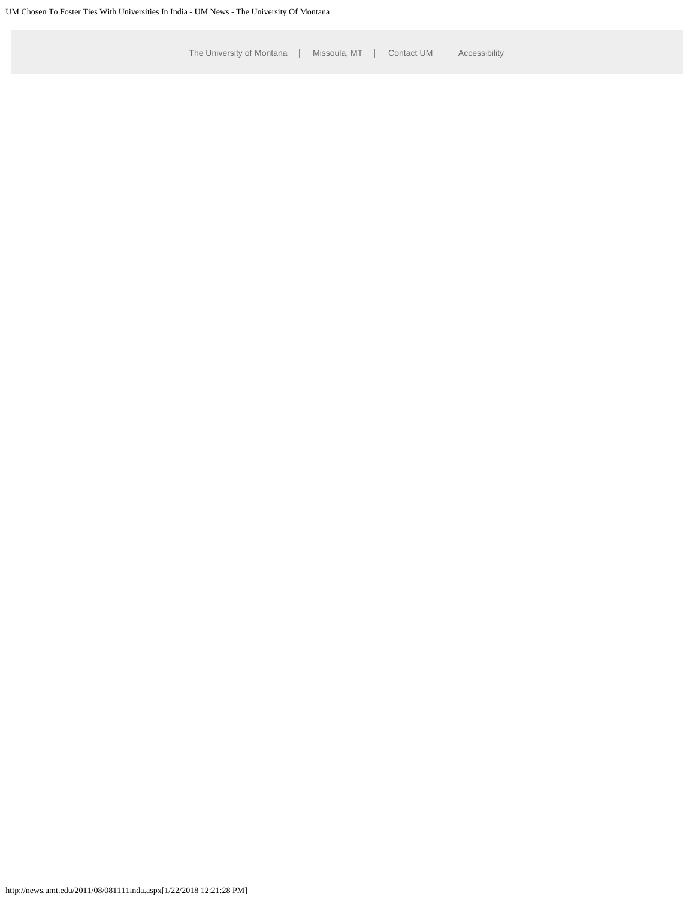The University of Montana | Missoula, MT | Contact UM | Accessibility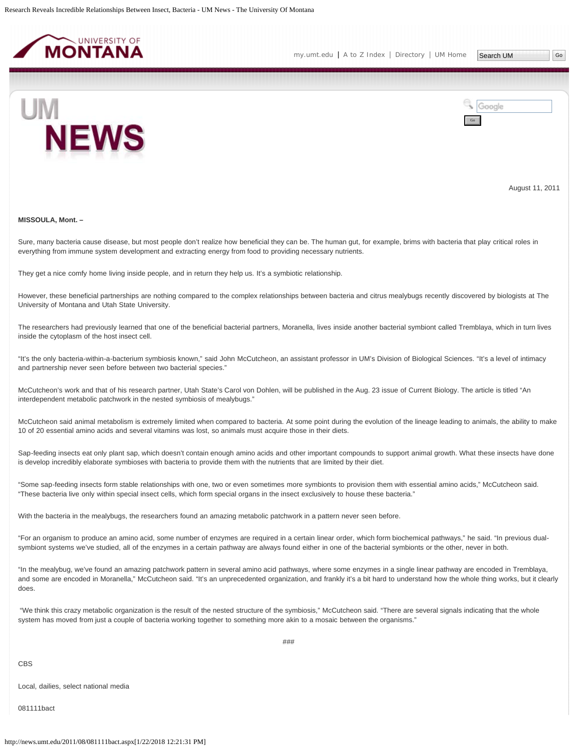August 11, 2011

**MISSOULA, Mont. –**

Sure, many bacteria cause disease, but most people don't realize how beneficial they can be. The human gut, for example, brims with bacteria that play critical roles in everything from immune system development and extracting energy from food to providing necessary nutrients.

They get a nice comfy home living inside people, and in return they help us. It's a symbiotic relationship.

However, these beneficial partnerships are nothing compared to the complex relationships between bacteria and citrus mealybugs recently discovered by biologists at The University of Montana and Utah State University.

The researchers had previously learned that one of the beneficial bacterial partners, Moranella, lives inside another bacterial symbiont called Tremblaya, which in turn lives inside the cytoplasm of the host insect cell.

"It's the only bacteria-within-a-bacterium symbiosis known," said John McCutcheon, an assistant professor in UM's Division of Biological Sciences. "It's a level of intimacy and partnership never seen before between two bacterial species."

McCutcheon's work and that of his research partner, Utah State's Carol von Dohlen, will be published in the Aug. 23 issue of Current Biology. The article is titled "An interdependent metabolic patchwork in the nested symbiosis of mealybugs."

McCutcheon said animal metabolism is extremely limited when compared to bacteria. At some point during the evolution of the lineage leading to animals, the ability to make 10 of 20 essential amino acids and several vitamins was lost, so animals must acquire those in their diets.

Sap-feeding insects eat only plant sap, which doesn't contain enough amino acids and other important compounds to support animal growth. What these insects have done is develop incredibly elaborate symbioses with bacteria to provide them with the nutrients that are limited by their diet.

"Some sap-feeding insects form stable relationships with one, two or even sometimes more symbionts to provision them with essential amino acids," McCutcheon said. "These bacteria live only within special insect cells, which form special organs in the insect exclusively to house these bacteria."

With the bacteria in the mealybugs, the researchers found an amazing metabolic patchwork in a pattern never seen before.

"For an organism to produce an amino acid, some number of enzymes are required in a certain linear order, which form biochemical pathways," he said. "In previous dual-symbiont systems we've studied, all of the enzymes in a certain pathway are always found either in one of the bacterial symbionts or the other, never in both.

"In the mealybug, we've found an amazing patchwork pattern in several amino acid pathways, where some enzymes in a single linear pathway are encoded in Tremblaya, and some are encoded in Moranella," McCutcheon said. "It's an unprecedented organization, and frankly it's a bit hard to understand how the whole thing works, but it clearly does.

"We think this crazy metabolic organization is the result of the nested structure of the symbiosis," McCutcheon said. "There are several signals indicating that the whole system has moved from just a couple of bacteria working together to something more akin to a mosaic between the organisms."

###

CBS

Local, dailies, select national media

081111bact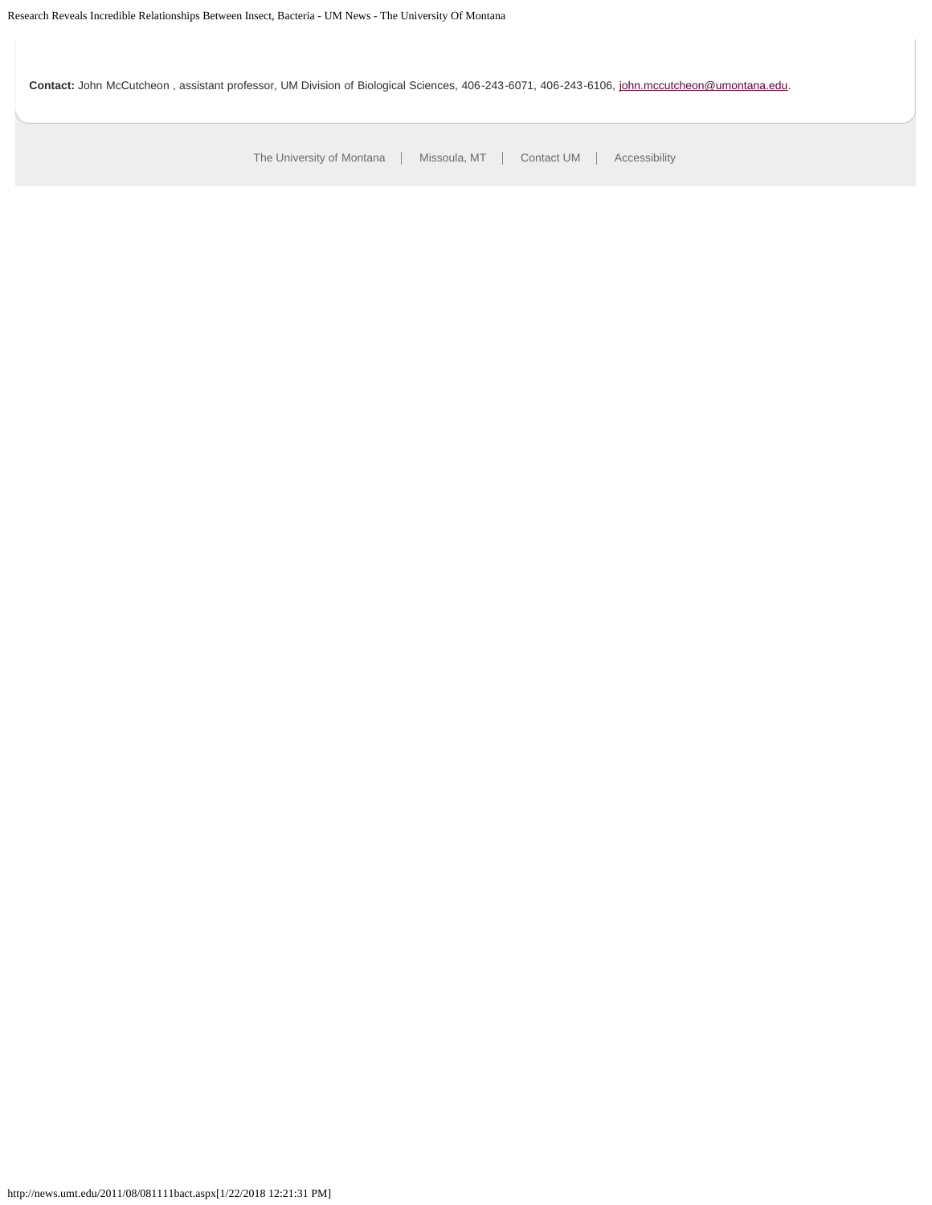**Contact:** John McCutcheon , assistant professor, UM Division of Biological Sciences, 406-243-6071, 406-243-6106, john.mccutcheon@umontana.edu.

The University of Montana | Missoula, MT | Contact UM | Accessibility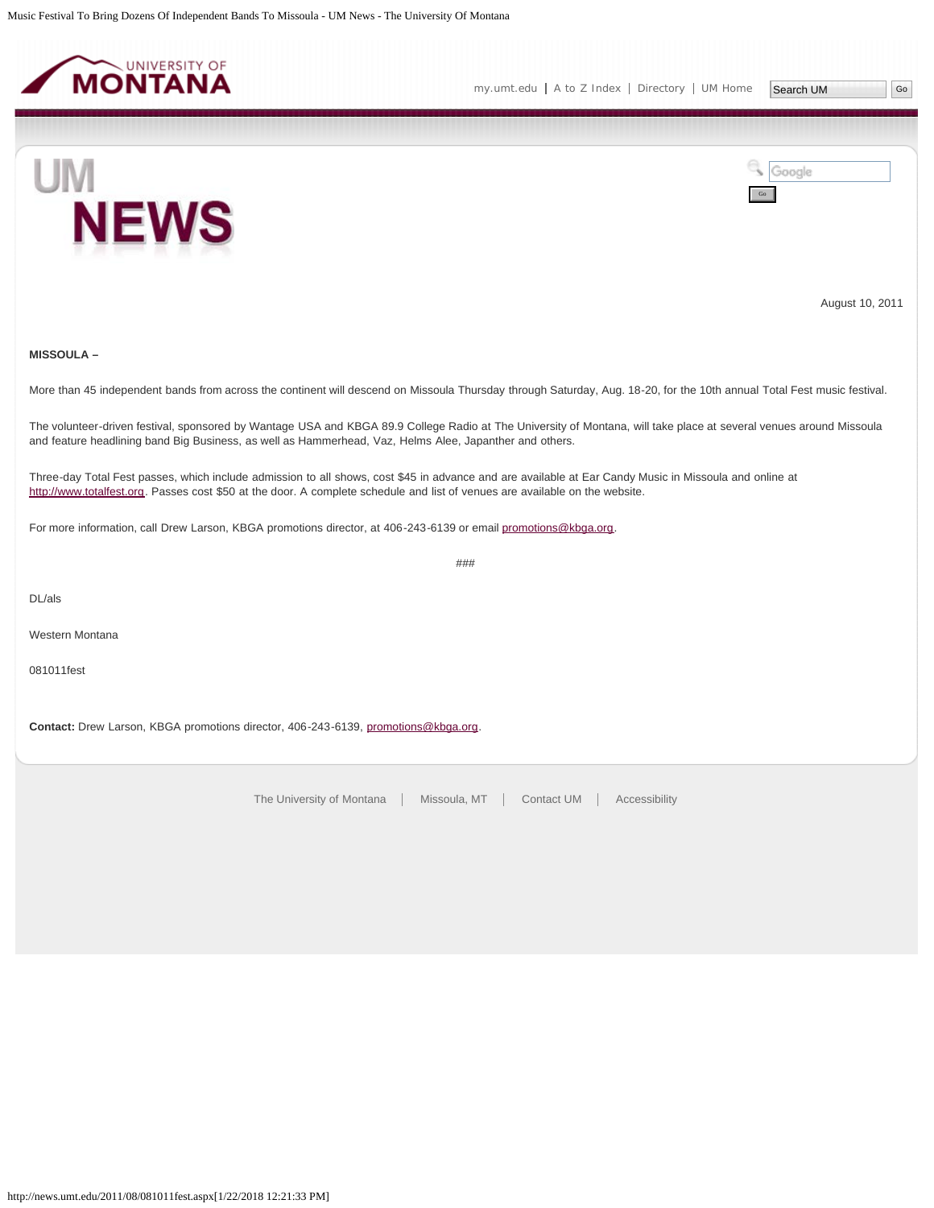August 10, 2011

**MISSOULA –**

More than 45 independent bands from across the continent will descend on Missoula Thursday through Saturday, Aug. 18-20, for the 10th annual Total Fest music festival.

The volunteer-driven festival, sponsored by Wantage USA and KBGA 89.9 College Radio at The University of Montana, will take place at several venues around Missoula and feature headlining band Big Business, as well as Hammerhead, Vaz, Helms Alee, Japanther and others.

Three-day Total Fest passes, which include admission to all shows, cost $45 in advance and are available at Ear Candy Music in Missoula and online at http://www.totalfest.org. Passes cost $50 at the door. A complete schedule and list of venues are available on the website.

For more information, call Drew Larson, KBGA promotions director, at 406-243-6139 or email promotions@kbga.org.

###

DL/als

Western Montana

081011fest

**Contact:** Drew Larson, KBGA promotions director, 406-243-6139, promotions@kbga.org.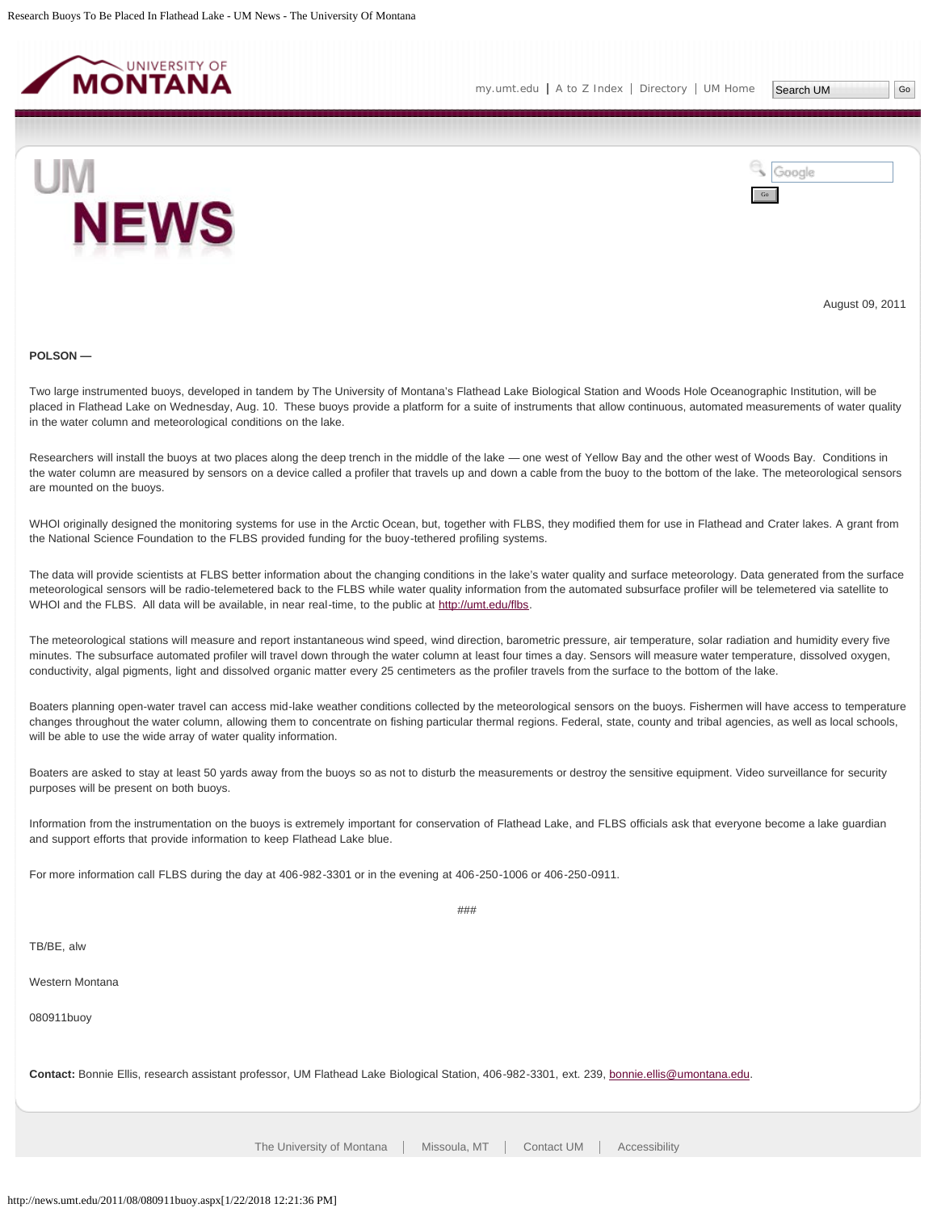August 09, 2011

**POLSON —**

Two large instrumented buoys, developed in tandem by The University of Montana's Flathead Lake Biological Station and Woods Hole Oceanographic Institution, will be placed in Flathead Lake on Wednesday, Aug. 10. These buoys provide a platform for a suite of instruments that allow continuous, automated measurements of water quality in the water column and meteorological conditions on the lake.

Researchers will install the buoys at two places along the deep trench in the middle of the lake — one west of Yellow Bay and the other west of Woods Bay. Conditions in the water column are measured by sensors on a device called a profiler that travels up and down a cable from the buoy to the bottom of the lake. The meteorological sensors are mounted on the buoys.

WHOI originally designed the monitoring systems for use in the Arctic Ocean, but, together with FLBS, they modified them for use in Flathead and Crater lakes. A grant from the National Science Foundation to the FLBS provided funding for the buoy-tethered profiling systems.

The data will provide scientists at FLBS better information about the changing conditions in the lake's water quality and surface meteorology. Data generated from the surface meteorological sensors will be radio-telemetered back to the FLBS while water quality information from the automated subsurface profiler will be telemetered via satellite to WHOI and the FLBS. All data will be available, in near real-time, to the public at [http://umt.edu/flbs](http://umt.edu/flbs).

The meteorological stations will measure and report instantaneous wind speed, wind direction, barometric pressure, air temperature, solar radiation and humidity every five minutes. The subsurface automated profiler will travel down through the water column at least four times a day. Sensors will measure water temperature, dissolved oxygen, conductivity, algal pigments, light and dissolved organic matter every 25 centimeters as the profiler travels from the surface to the bottom of the lake.

Boaters planning open-water travel can access mid-lake weather conditions collected by the meteorological sensors on the buoys. Fishermen will have access to temperature changes throughout the water column, allowing them to concentrate on fishing particular thermal regions. Federal, state, county and tribal agencies, as well as local schools, will be able to use the wide array of water quality information.

Boaters are asked to stay at least 50 yards away from the buoys so as not to disturb the measurements or destroy the sensitive equipment. Video surveillance for security purposes will be present on both buoys.

Information from the instrumentation on the buoys is extremely important for conservation of Flathead Lake, and FLBS officials ask that everyone become a lake guardian and support efforts that provide information to keep Flathead Lake blue.

For more information call FLBS during the day at 406-982-3301 or in the evening at 406-250-1006 or 406-250-0911.

###

TB/BE, alw

Western Montana

080911buoy

**Contact:** Bonnie Ellis, research assistant professor, UM Flathead Lake Biological Station, 406-982-3301, ext. 239, [bonnie.ellis@umontana.edu](mailto:bonnie.ellis@umontana.edu).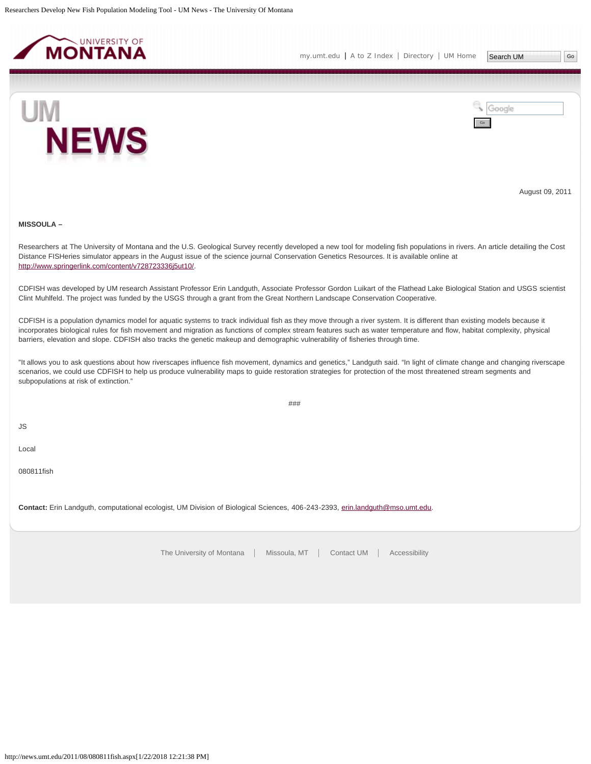August 09, 2011

**MISSOULA –**

Researchers at The University of Montana and the U.S. Geological Survey recently developed a new tool for modeling fish populations in rivers. An article detailing the Cost Distance FISHeries simulator appears in the August issue of the science journal Conservation Genetics Resources. It is available online at http://www.springerlink.com/content/v728723336j5ut10/.

CDFISH was developed by UM research Assistant Professor Erin Landguth, Associate Professor Gordon Luikart of the Flathead Lake Biological Station and USGS scientist Clint Muhlfeld. The project was funded by the USGS through a grant from the Great Northern Landscape Conservation Cooperative.

CDFISH is a population dynamics model for aquatic systems to track individual fish as they move through a river system. It is different than existing models because it incorporates biological rules for fish movement and migration as functions of complex stream features such as water temperature and flow, habitat complexity, physical barriers, elevation and slope. CDFISH also tracks the genetic makeup and demographic vulnerability of fisheries through time.

"It allows you to ask questions about how riverscapes influence fish movement, dynamics and genetics," Landguth said. "In light of climate change and changing riverscape scenarios, we could use CDFISH to help us produce vulnerability maps to guide restoration strategies for protection of the most threatened stream segments and subpopulations at risk of extinction."

###

JS

Local

080811fish

**Contact:** Erin Landguth, computational ecologist, UM Division of Biological Sciences, 406-243-2393, erin.landguth@mso.umt.edu.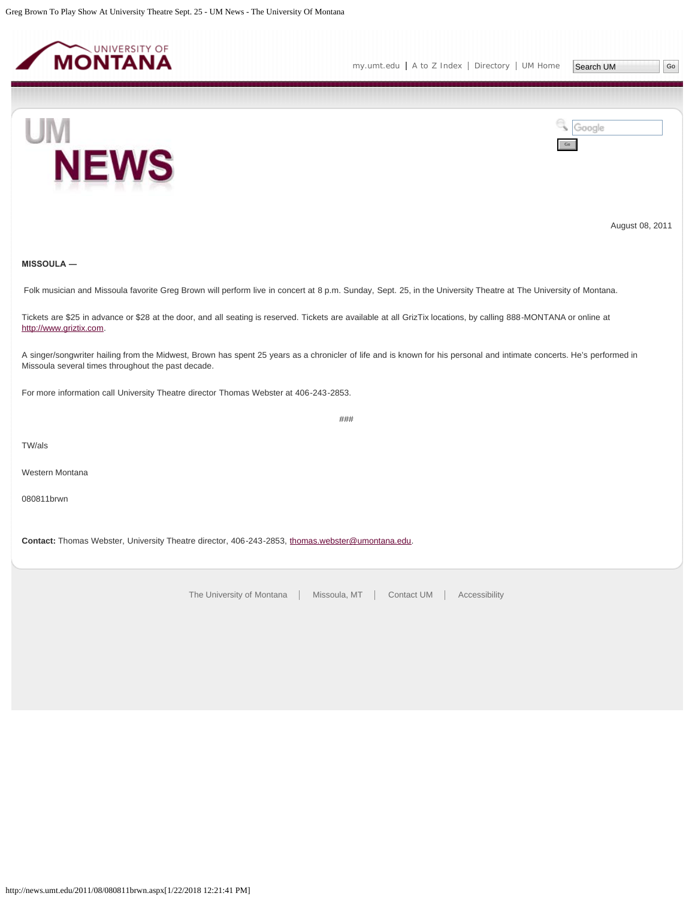August 08, 2011

**MISSOULA —**

Folk musician and Missoula favorite Greg Brown will perform live in concert at 8 p.m. Sunday, Sept. 25, in the University Theatre at The University of Montana.

Tickets are $25 in advance or $28 at the door, and all seating is reserved. Tickets are available at all GrizTix locations, by calling 888-MONTANA or online at http://www.griztix.com.

A singer/songwriter hailing from the Midwest, Brown has spent 25 years as a chronicler of life and is known for his personal and intimate concerts. He's performed in Missoula several times throughout the past decade.

For more information call University Theatre director Thomas Webster at 406-243-2853.

###

TW/als

Western Montana

080811brwn

**Contact:** Thomas Webster, University Theatre director, 406-243-2853, thomas.webster@umontana.edu.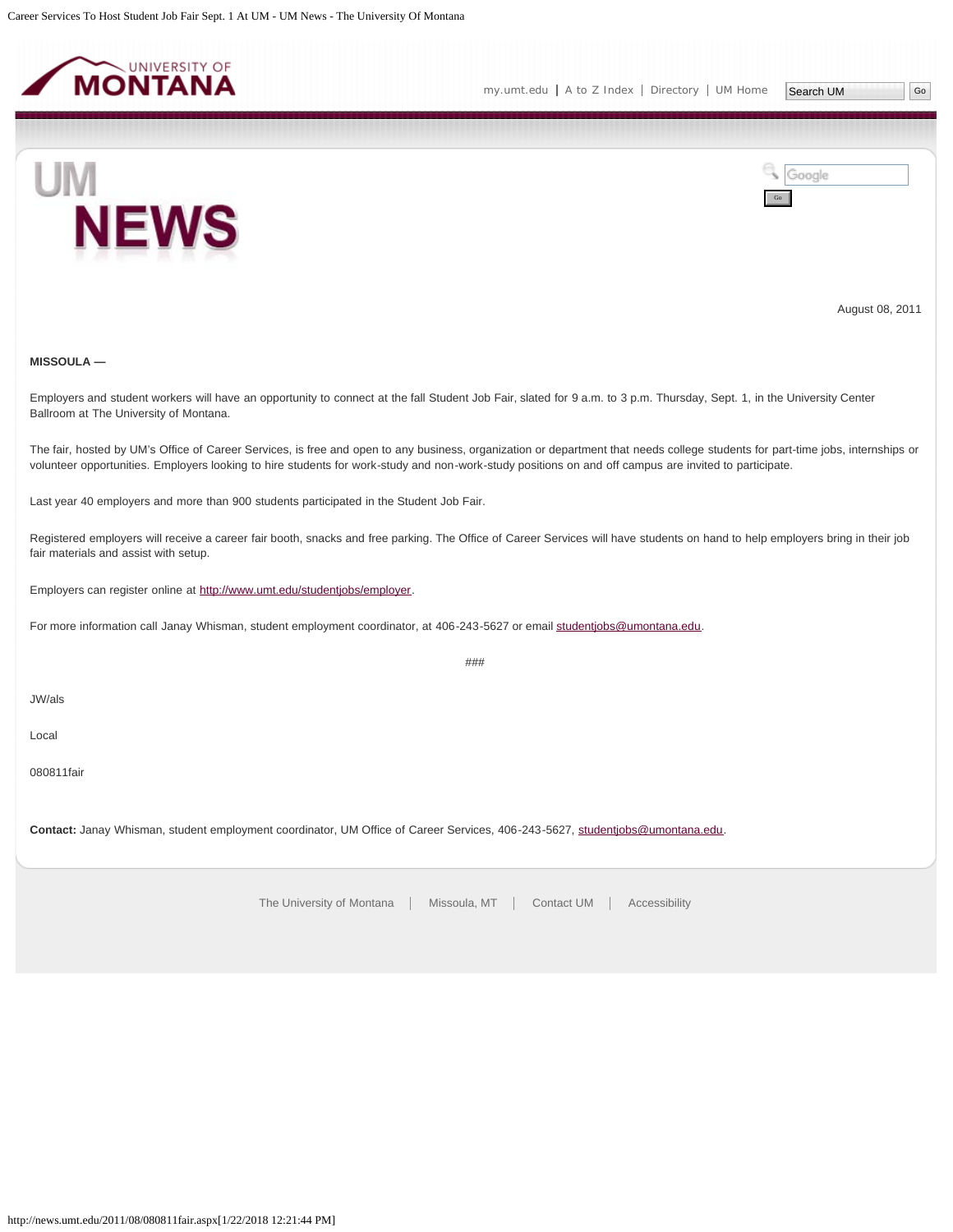August 08, 2011

**MISSOULA —**

Employers and student workers will have an opportunity to connect at the fall Student Job Fair, slated for 9 a.m. to 3 p.m. Thursday, Sept. 1, in the University Center Ballroom at The University of Montana.

The fair, hosted by UM's Office of Career Services, is free and open to any business, organization or department that needs college students for part-time jobs, internships or volunteer opportunities. Employers looking to hire students for work-study and non-work-study positions on and off campus are invited to participate.

Last year 40 employers and more than 900 students participated in the Student Job Fair.

Registered employers will receive a career fair booth, snacks and free parking. The Office of Career Services will have students on hand to help employers bring in their job fair materials and assist with setup.

Employers can register online at http://www.umt.edu/studentjobs/employer.

For more information call Janay Whisman, student employment coordinator, at 406-243-5627 or email studentjobs@umontana.edu.

###

JW/als

Local

080811fair

**Contact:** Janay Whisman, student employment coordinator, UM Office of Career Services, 406-243-5627, studentjobs@umontana.edu.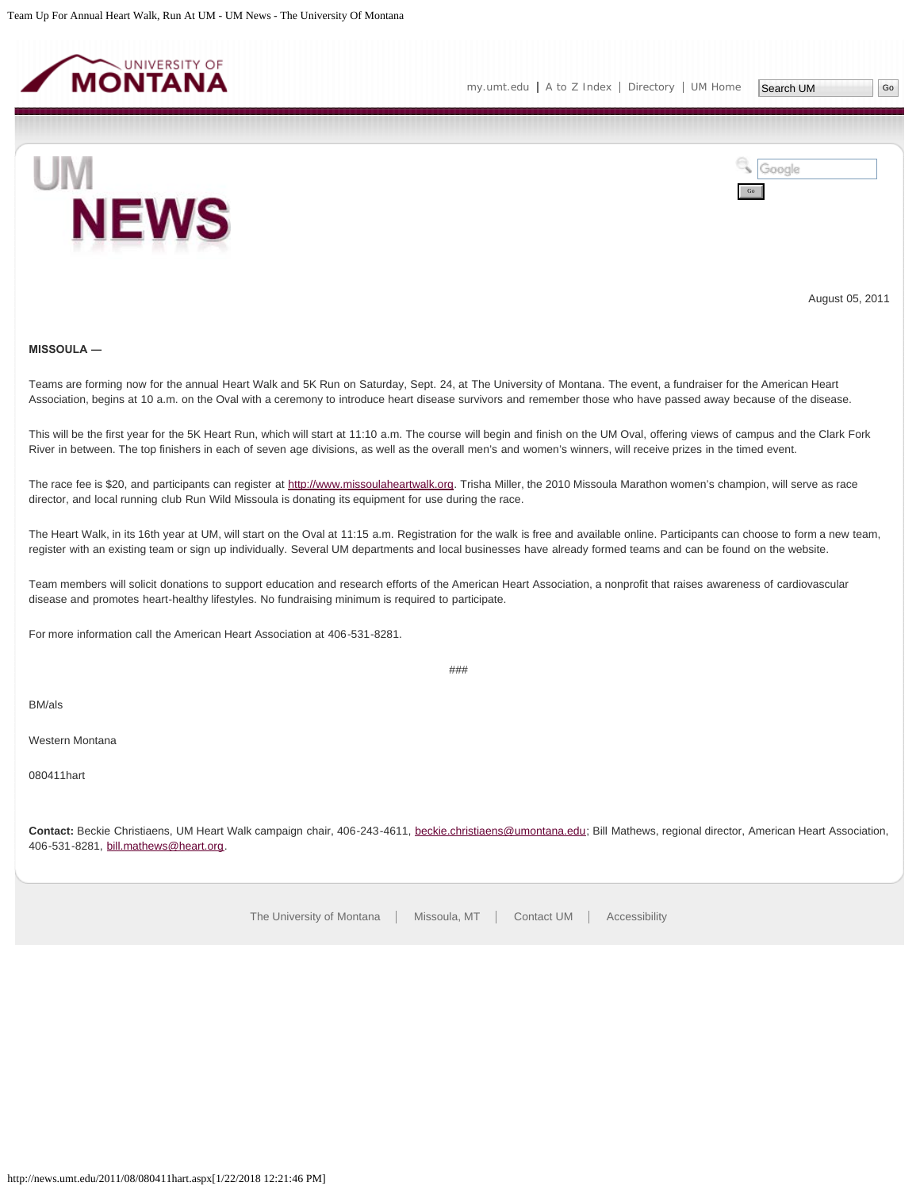August 05, 2011

**MISSOULA —**

Teams are forming now for the annual Heart Walk and 5K Run on Saturday, Sept. 24, at The University of Montana. The event, a fundraiser for the American Heart Association, begins at 10 a.m. on the Oval with a ceremony to introduce heart disease survivors and remember those who have passed away because of the disease.

This will be the first year for the 5K Heart Run, which will start at 11:10 a.m. The course will begin and finish on the UM Oval, offering views of campus and the Clark Fork River in between. The top finishers in each of seven age divisions, as well as the overall men's and women's winners, will receive prizes in the timed event.

The race fee is $20, and participants can register at http://www.missoulaheartwalk.org. Trisha Miller, the 2010 Missoula Marathon women's champion, will serve as race director, and local running club Run Wild Missoula is donating its equipment for use during the race.

The Heart Walk, in its 16th year at UM, will start on the Oval at 11:15 a.m. Registration for the walk is free and available online. Participants can choose to form a new team, register with an existing team or sign up individually. Several UM departments and local businesses have already formed teams and can be found on the website.

Team members will solicit donations to support education and research efforts of the American Heart Association, a nonprofit that raises awareness of cardiovascular disease and promotes heart-healthy lifestyles. No fundraising minimum is required to participate.

For more information call the American Heart Association at 406-531-8281.

###

BM/als

Western Montana

080411hart

**Contact:** Beckie Christiaens, UM Heart Walk campaign chair, 406-243-4611, beckie.christiaens@umontana.edu; Bill Mathews, regional director, American Heart Association, 406-531-8281, bill.mathews@heart.org.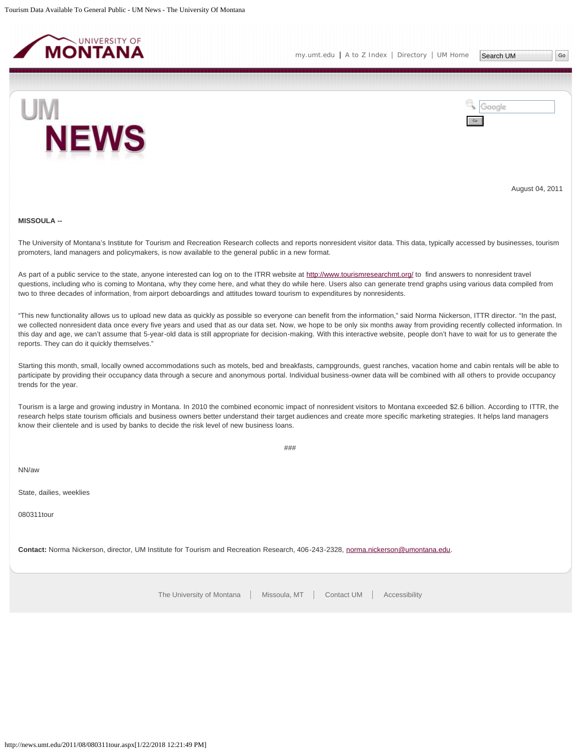August 04, 2011

**MISSOULA --**

The University of Montana's Institute for Tourism and Recreation Research collects and reports nonresident visitor data. This data, typically accessed by businesses, tourism promoters, land managers and policymakers, is now available to the general public in a new format.

As part of a public service to the state, anyone interested can log on to the ITRR website at http://www.tourismresearchmt.org/ to find answers to nonresident travel questions, including who is coming to Montana, why they come here, and what they do while here. Users also can generate trend graphs using various data compiled from two to three decades of information, from airport deboardings and attitudes toward tourism to expenditures by nonresidents.

"This new functionality allows us to upload new data as quickly as possible so everyone can benefit from the information," said Norma Nickerson, ITTR director. "In the past, we collected nonresident data once every five years and used that as our data set. Now, we hope to be only six months away from providing recently collected information. In this day and age, we can't assume that 5-year-old data is still appropriate for decision-making. With this interactive website, people don't have to wait for us to generate the reports. They can do it quickly themselves."

Starting this month, small, locally owned accommodations such as motels, bed and breakfasts, campgrounds, guest ranches, vacation home and cabin rentals will be able to participate by providing their occupancy data through a secure and anonymous portal. Individual business-owner data will be combined with all others to provide occupancy trends for the year.

Tourism is a large and growing industry in Montana. In 2010 the combined economic impact of nonresident visitors to Montana exceeded $2.6 billion. According to ITTR, the research helps state tourism officials and business owners better understand their target audiences and create more specific marketing strategies. It helps land managers know their clientele and is used by banks to decide the risk level of new business loans.

###

NN/aw

State, dailies, weeklies

080311tour

**Contact:** Norma Nickerson, director, UM Institute for Tourism and Recreation Research, 406-243-2328, norma.nickerson@umontana.edu.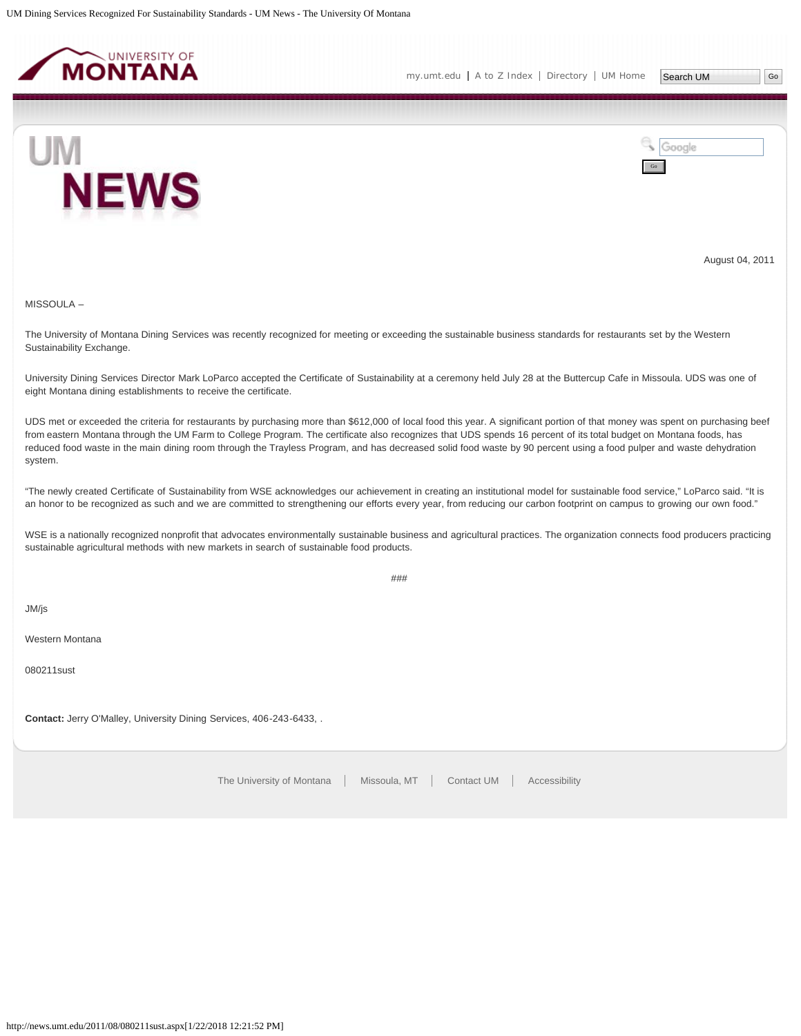August 04, 2011

MISSOULA –

The University of Montana Dining Services was recently recognized for meeting or exceeding the sustainable business standards for restaurants set by the Western Sustainability Exchange.

University Dining Services Director Mark LoParco accepted the Certificate of Sustainability at a ceremony held July 28 at the Buttercup Cafe in Missoula. UDS was one of eight Montana dining establishments to receive the certificate.

UDS met or exceeded the criteria for restaurants by purchasing more than $612,000 of local food this year. A significant portion of that money was spent on purchasing beef from eastern Montana through the UM Farm to College Program. The certificate also recognizes that UDS spends 16 percent of its total budget on Montana foods, has reduced food waste in the main dining room through the Trayless Program, and has decreased solid food waste by 90 percent using a food pulper and waste dehydration system.

"The newly created Certificate of Sustainability from WSE acknowledges our achievement in creating an institutional model for sustainable food service," LoParco said. "It is an honor to be recognized as such and we are committed to strengthening our efforts every year, from reducing our carbon footprint on campus to growing our own food."

WSE is a nationally recognized nonprofit that advocates environmentally sustainable business and agricultural practices. The organization connects food producers practicing sustainable agricultural methods with new markets in search of sustainable food products.

###

JM/js

Western Montana

080211sust

**Contact:** Jerry O'Malley, University Dining Services, 406-243-6433, .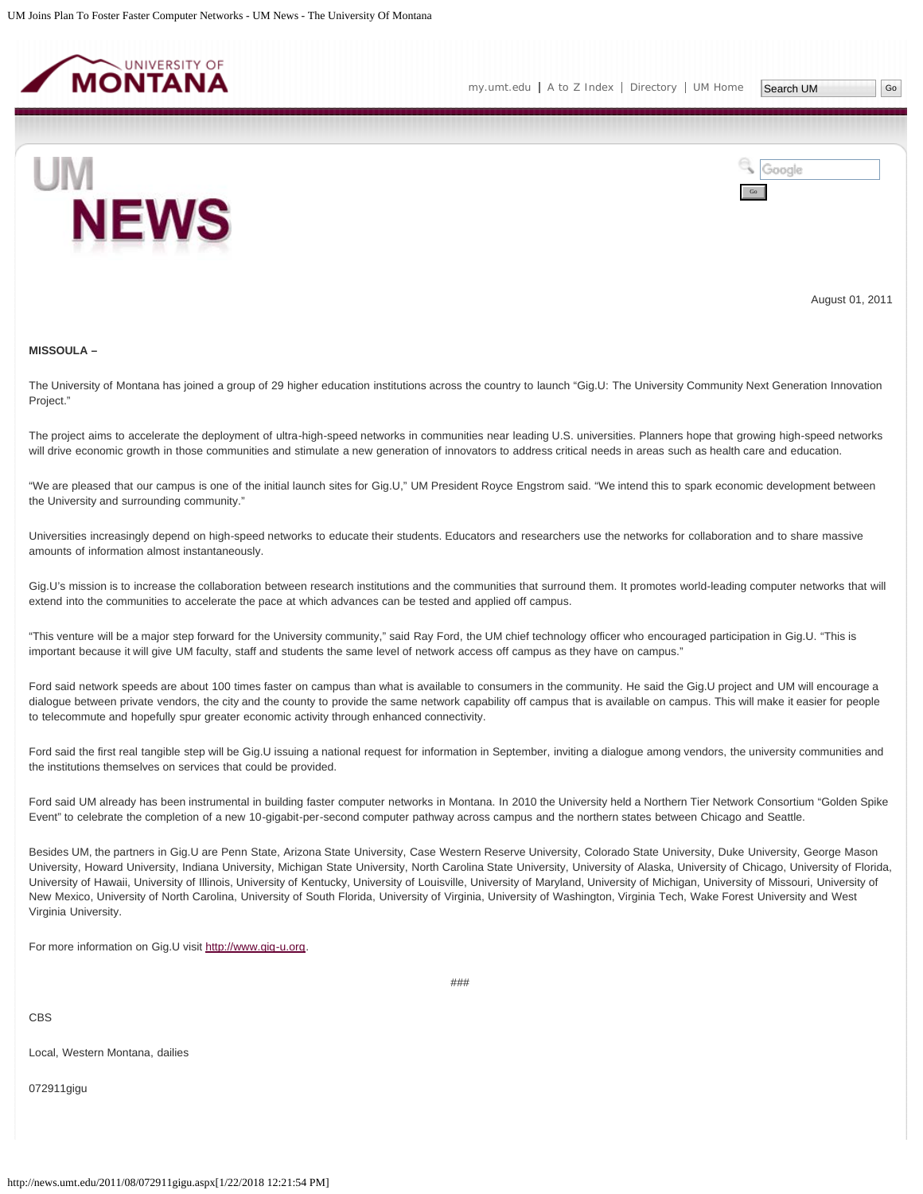August 01, 2011

**MISSOULA –**

The University of Montana has joined a group of 29 higher education institutions across the country to launch "Gig.U: The University Community Next Generation Innovation Project."

The project aims to accelerate the deployment of ultra-high-speed networks in communities near leading U.S. universities. Planners hope that growing high-speed networks will drive economic growth in those communities and stimulate a new generation of innovators to address critical needs in areas such as health care and education.

"We are pleased that our campus is one of the initial launch sites for Gig.U," UM President Royce Engstrom said. "We intend this to spark economic development between the University and surrounding community."

Universities increasingly depend on high-speed networks to educate their students. Educators and researchers use the networks for collaboration and to share massive amounts of information almost instantaneously.

Gig.U's mission is to increase the collaboration between research institutions and the communities that surround them. It promotes world-leading computer networks that will extend into the communities to accelerate the pace at which advances can be tested and applied off campus.

"This venture will be a major step forward for the University community," said Ray Ford, the UM chief technology officer who encouraged participation in Gig.U. "This is important because it will give UM faculty, staff and students the same level of network access off campus as they have on campus."

Ford said network speeds are about 100 times faster on campus than what is available to consumers in the community. He said the Gig.U project and UM will encourage a dialogue between private vendors, the city and the county to provide the same network capability off campus that is available on campus. This will make it easier for people to telecommute and hopefully spur greater economic activity through enhanced connectivity.

Ford said the first real tangible step will be Gig.U issuing a national request for information in September, inviting a dialogue among vendors, the university communities and the institutions themselves on services that could be provided.

Ford said UM already has been instrumental in building faster computer networks in Montana. In 2010 the University held a Northern Tier Network Consortium "Golden Spike Event" to celebrate the completion of a new 10-gigabit-per-second computer pathway across campus and the northern states between Chicago and Seattle.

Besides UM, the partners in Gig.U are Penn State, Arizona State University, Case Western Reserve University, Colorado State University, Duke University, George Mason University, Howard University, Indiana University, Michigan State University, North Carolina State University, University of Alaska, University of Chicago, University of Florida, University of Hawaii, University of Illinois, University of Kentucky, University of Louisville, University of Maryland, University of Michigan, University of Missouri, University of New Mexico, University of North Carolina, University of South Florida, University of Virginia, University of Washington, Virginia Tech, Wake Forest University and West Virginia University.

For more information on Gig.U visit http://www.gig-u.org.

###

CBS

Local, Western Montana, dailies

072911gigu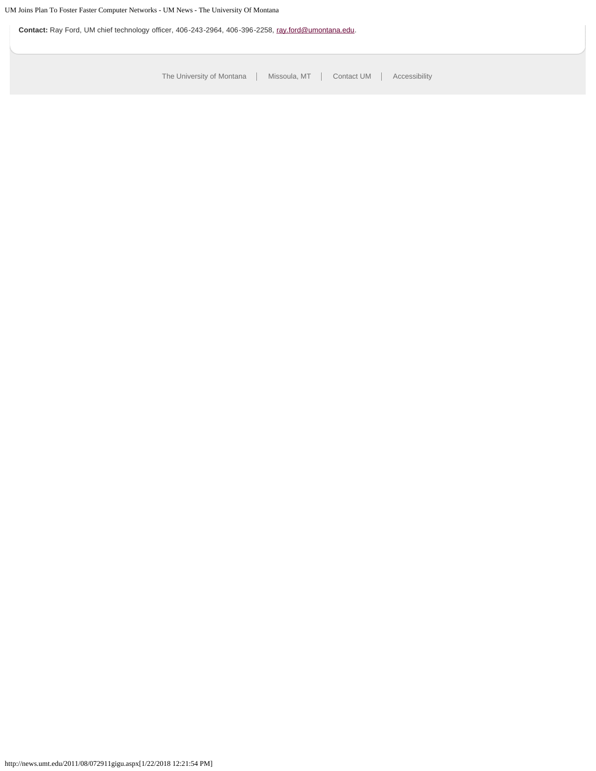**Contact:** Ray Ford, UM chief technology officer, 406-243-2964, 406-396-2258, [ray.ford@umontana.edu](mailto:ray.ford@umontana.edu).

The University of Montana | Missoula, MT | Contact UM | Accessibility